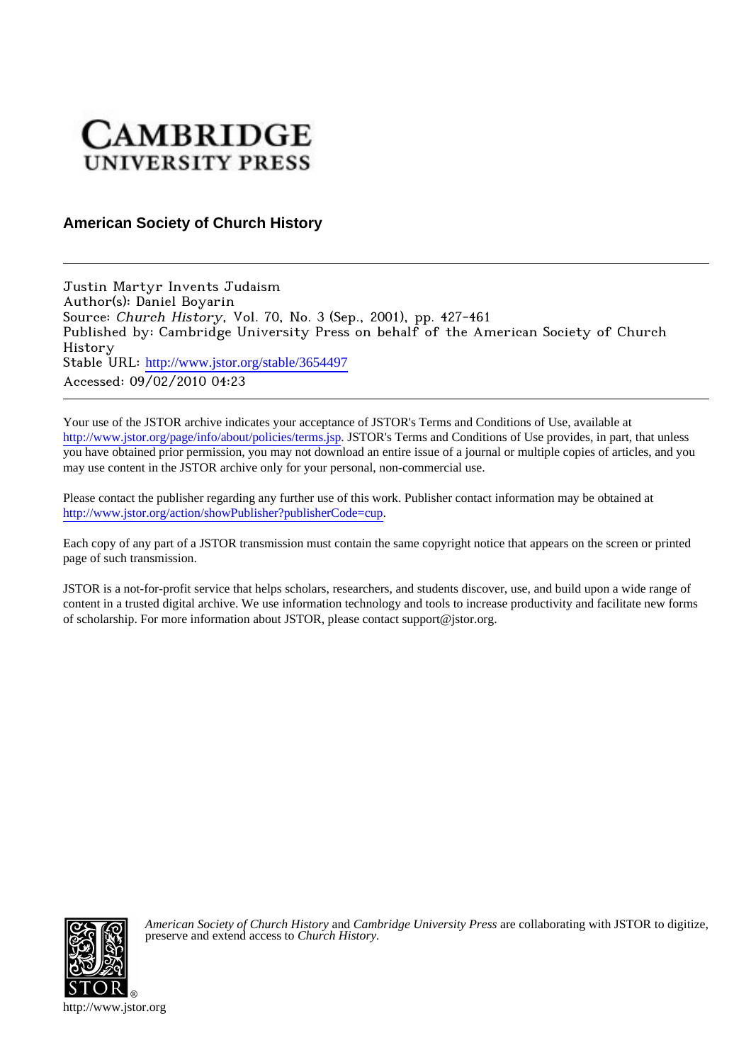# CAMBRIDGE UNIVERSITY PRESS

**American Society of Church History**

---

Justin Martyr Invents Judaism
Author(s): Daniel Boyarin
Source: *Church History*, Vol. 70, No. 3 (Sep., 2001), pp. 427-461
Published by: Cambridge University Press on behalf of the American Society of Church History
Stable URL: http://www.jstor.org/stable/3654497
Accessed: 09/02/2010 04:23

---

Your use of the JSTOR archive indicates your acceptance of JSTOR's Terms and Conditions of Use, available at http://www.jstor.org/page/info/about/policies/terms.jsp. JSTOR's Terms and Conditions of Use provides, in part, that unless you have obtained prior permission, you may not download an entire issue of a journal or multiple copies of articles, and you may use content in the JSTOR archive only for your personal, non-commercial use.

Please contact the publisher regarding any further use of this work. Publisher contact information may be obtained at http://www.jstor.org/action/showPublisher?publisherCode=cup.

Each copy of any part of a JSTOR transmission must contain the same copyright notice that appears on the screen or printed page of such transmission.

JSTOR is a not-for-profit service that helps scholars, researchers, and students discover, use, and build upon a wide range of content in a trusted digital archive. We use information technology and tools to increase productivity and facilitate new forms of scholarship. For more information about JSTOR, please contact support@jstor.org.

*American Society of Church History* and *Cambridge University Press* are collaborating with JSTOR to digitize, preserve and extend access to *Church History.*

http://www.jstor.org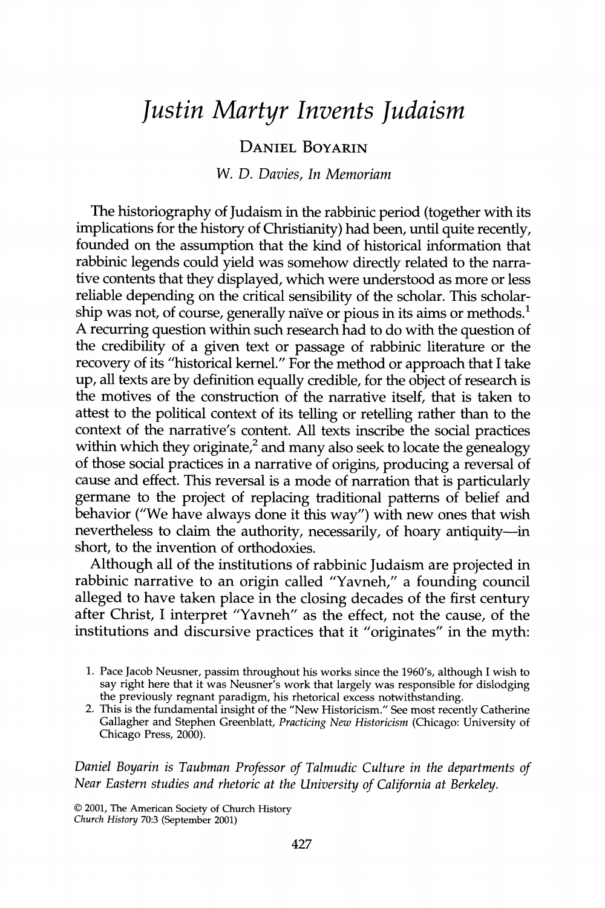# *Justin Martyr Invents Judaism*

DANIEL BOYARIN

*W. D. Davies, In Memoriam*

The historiography of Judaism in the rabbinic period (together with its implications for the history of Christianity) had been, until quite recently, founded on the assumption that the kind of historical information that rabbinic legends could yield was somehow directly related to the narrative contents that they displayed, which were understood as more or less reliable depending on the critical sensibility of the scholar. This scholarship was not, of course, generally naïve or pious in its aims or methods.[1] A recurring question within such research had to do with the question of the credibility of a given text or passage of rabbinic literature or the recovery of its "historical kernel." For the method or approach that I take up, all texts are by definition equally credible, for the object of research is the motives of the construction of the narrative itself, that is taken to attest to the political context of its telling or retelling rather than to the context of the narrative's content. All texts inscribe the social practices within which they originate,[2] and many also seek to locate the genealogy of those social practices in a narrative of origins, producing a reversal of cause and effect. This reversal is a mode of narration that is particularly germane to the project of replacing traditional patterns of belief and behavior ("We have always done it this way") with new ones that wish nevertheless to claim the authority, necessarily, of hoary antiquity—in short, to the invention of orthodoxies.

Although all of the institutions of rabbinic Judaism are projected in rabbinic narrative to an origin called "Yavneh," a founding council alleged to have taken place in the closing decades of the first century after Christ, I interpret "Yavneh" as the effect, not the cause, of the institutions and discursive practices that it "originates" in the myth:

1. Pace Jacob Neusner, passim throughout his works since the 1960's, although I wish to say right here that it was Neusner's work that largely was responsible for dislodging the previously regnant paradigm, his rhetorical excess notwithstanding.
2. This is the fundamental insight of the "New Historicism." See most recently Catherine Gallagher and Stephen Greenblatt, *Practicing New Historicism* (Chicago: University of Chicago Press, 2000).

*Daniel Boyarin is Taubman Professor of Talmudic Culture in the departments of Near Eastern studies and rhetoric at the University of California at Berkeley.*

© 2001, The American Society of Church History
*Church History* 70:3 (September 2001)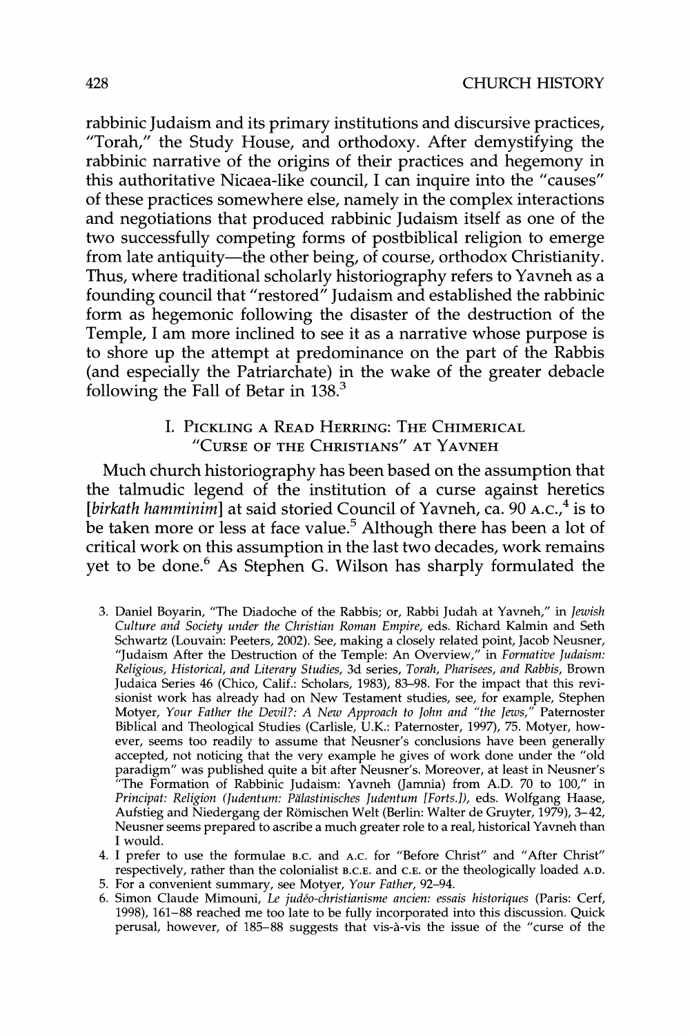rabbinic Judaism and its primary institutions and discursive practices, "Torah," the Study House, and orthodoxy. After demystifying the rabbinic narrative of the origins of their practices and hegemony in this authoritative Nicaea-like council, I can inquire into the "causes" of these practices somewhere else, namely in the complex interactions and negotiations that produced rabbinic Judaism itself as one of the two successfully competing forms of postbiblical religion to emerge from late antiquity—the other being, of course, orthodox Christianity. Thus, where traditional scholarly historiography refers to Yavneh as a founding council that "restored" Judaism and established the rabbinic form as hegemonic following the disaster of the destruction of the Temple, I am more inclined to see it as a narrative whose purpose is to shore up the attempt at predominance on the part of the Rabbis (and especially the Patriarchate) in the wake of the greater debacle following the Fall of Betar in 138.[3]

## I. Pickling a Read Herring: The Chimerical "Curse of the Christians" at Yavneh

Much church historiography has been based on the assumption that the talmudic legend of the institution of a curse against heretics [*birkath hamminim*] at said storied Council of Yavneh, ca. 90 A.C.,[4] is to be taken more or less at face value.[5] Although there has been a lot of critical work on this assumption in the last two decades, work remains yet to be done.[6] As Stephen G. Wilson has sharply formulated the

3. Daniel Boyarin, "The Diadoche of the Rabbis; or, Rabbi Judah at Yavneh," in *Jewish Culture and Society under the Christian Roman Empire*, eds. Richard Kalmin and Seth Schwartz (Louvain: Peeters, 2002). See, making a closely related point, Jacob Neusner, "Judaism After the Destruction of the Temple: An Overview," in *Formative Judaism: Religious, Historical, and Literary Studies*, 3d series, *Torah, Pharisees, and Rabbis*, Brown Judaica Series 46 (Chico, Calif.: Scholars, 1983), 83–98. For the impact that this revisionist work has already had on New Testament studies, see, for example, Stephen Motyer, *Your Father the Devil?: A New Approach to John and "the Jews,"* Paternoster Biblical and Theological Studies (Carlisle, U.K.: Paternoster, 1997), 75. Motyer, however, seems too readily to assume that Neusner's conclusions have been generally accepted, not noticing that the very example he gives of work done under the "old paradigm" was published quite a bit after Neusner's. Moreover, at least in Neusner's "The Formation of Rabbinic Judaism: Yavneh (Jamnia) from A.D. 70 to 100," in *Principat: Religion (Judentum: Pälastinisches Judentum [Forts.])*, eds. Wolfgang Haase, Aufstieg and Niedergang der Römischen Welt (Berlin: Walter de Gruyter, 1979), 3–42, Neusner seems prepared to ascribe a much greater role to a real, historical Yavneh than I would.
4. I prefer to use the formulae B.C. and A.C. for "Before Christ" and "After Christ" respectively, rather than the colonialist B.C.E. and C.E. or the theologically loaded A.D.
5. For a convenient summary, see Motyer, *Your Father*, 92–94.
6. Simon Claude Mimouni, *Le judéo-christianisme ancien: essais historiques* (Paris: Cerf, 1998), 161–88 reached me too late to be fully incorporated into this discussion. Quick perusal, however, of 185–88 suggests that vis-à-vis the issue of the "curse of the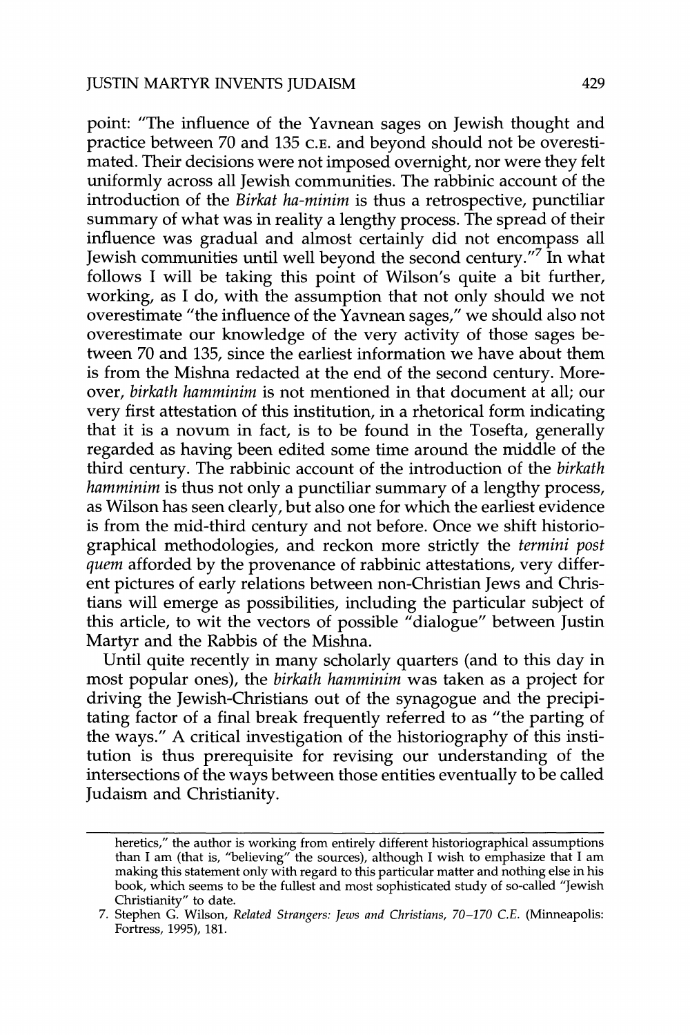point: "The influence of the Yavnean sages on Jewish thought and practice between 70 and 135 C.E. and beyond should not be overestimated. Their decisions were not imposed overnight, nor were they felt uniformly across all Jewish communities. The rabbinic account of the introduction of the *Birkat ha-minim* is thus a retrospective, punctiliar summary of what was in reality a lengthy process. The spread of their influence was gradual and almost certainly did not encompass all Jewish communities until well beyond the second century."[7] In what follows I will be taking this point of Wilson's quite a bit further, working, as I do, with the assumption that not only should we not overestimate "the influence of the Yavnean sages," we should also not overestimate our knowledge of the very activity of those sages between 70 and 135, since the earliest information we have about them is from the Mishna redacted at the end of the second century. Moreover, *birkath hamminim* is not mentioned in that document at all; our very first attestation of this institution, in a rhetorical form indicating that it is a novum in fact, is to be found in the Tosefta, generally regarded as having been edited some time around the middle of the third century. The rabbinic account of the introduction of the *birkath hamminim* is thus not only a punctiliar summary of a lengthy process, as Wilson has seen clearly, but also one for which the earliest evidence is from the mid-third century and not before. Once we shift historiographical methodologies, and reckon more strictly the *termini post quem* afforded by the provenance of rabbinic attestations, very different pictures of early relations between non-Christian Jews and Christians will emerge as possibilities, including the particular subject of this article, to wit the vectors of possible "dialogue" between Justin Martyr and the Rabbis of the Mishna.

Until quite recently in many scholarly quarters (and to this day in most popular ones), the *birkath hamminim* was taken as a project for driving the Jewish-Christians out of the synagogue and the precipitating factor of a final break frequently referred to as "the parting of the ways." A critical investigation of the historiography of this institution is thus prerequisite for revising our understanding of the intersections of the ways between those entities eventually to be called Judaism and Christianity.

---

heretics," the author is working from entirely different historiographical assumptions than I am (that is, "believing" the sources), although I wish to emphasize that I am making this statement only with regard to this particular matter and nothing else in his book, which seems to be the fullest and most sophisticated study of so-called "Jewish Christianity" to date.

7. Stephen G. Wilson, *Related Strangers: Jews and Christians, 70–170 C.E.* (Minneapolis: Fortress, 1995), 181.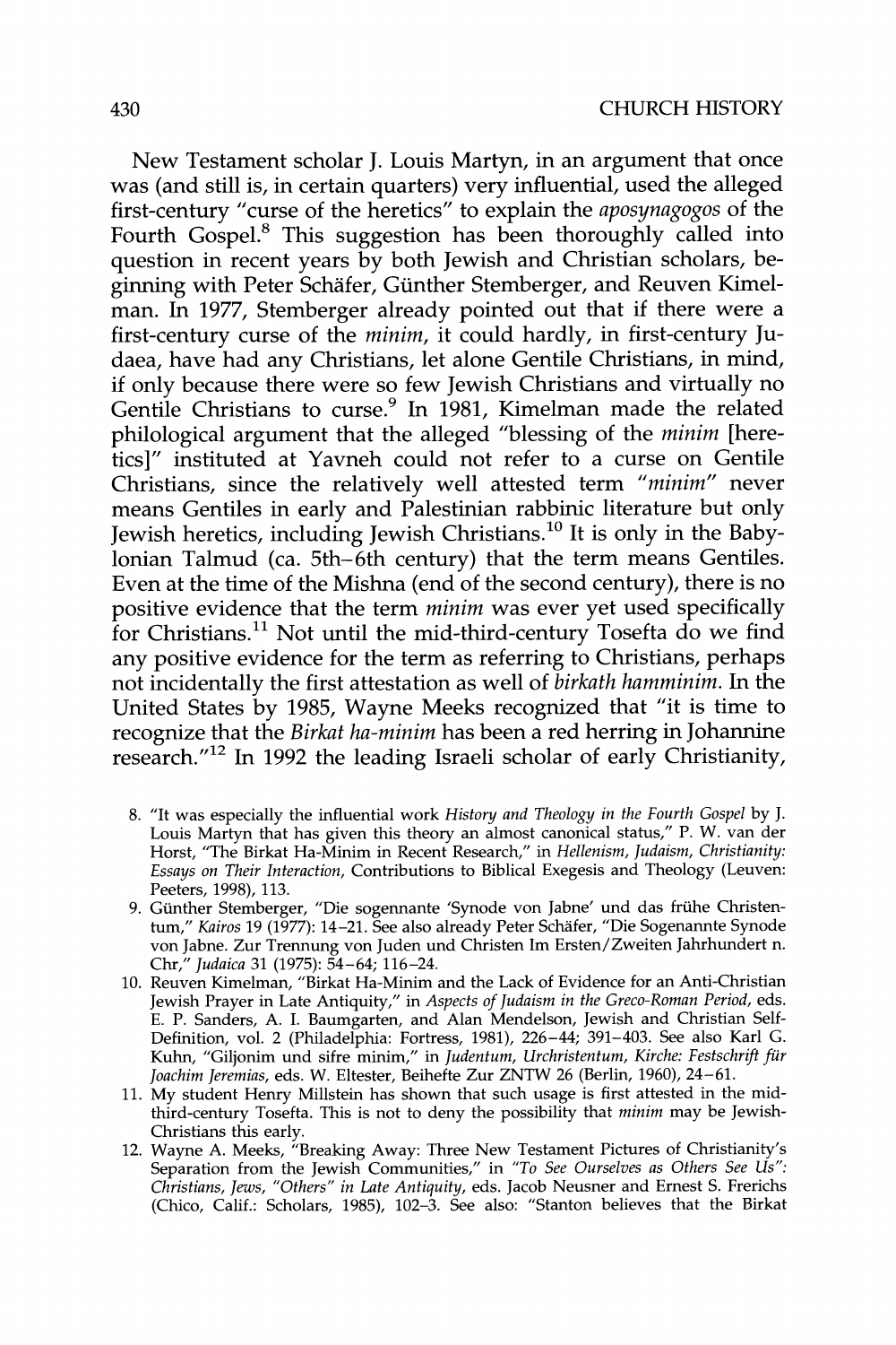New Testament scholar J. Louis Martyn, in an argument that once was (and still is, in certain quarters) very influential, used the alleged first-century "curse of the heretics" to explain the *aposynagogos* of the Fourth Gospel.[8] This suggestion has been thoroughly called into question in recent years by both Jewish and Christian scholars, beginning with Peter Schäfer, Günther Stemberger, and Reuven Kimelman. In 1977, Stemberger already pointed out that if there were a first-century curse of the *minim*, it could hardly, in first-century Judaea, have had any Christians, let alone Gentile Christians, in mind, if only because there were so few Jewish Christians and virtually no Gentile Christians to curse.[9] In 1981, Kimelman made the related philological argument that the alleged "blessing of the *minim* [heretics]" instituted at Yavneh could not refer to a curse on Gentile Christians, since the relatively well attested term "*minim*" never means Gentiles in early and Palestinian rabbinic literature but only Jewish heretics, including Jewish Christians.[10] It is only in the Babylonian Talmud (ca. 5th–6th century) that the term means Gentiles. Even at the time of the Mishna (end of the second century), there is no positive evidence that the term *minim* was ever yet used specifically for Christians.[11] Not until the mid-third-century Tosefta do we find any positive evidence for the term as referring to Christians, perhaps not incidentally the first attestation as well of *birkath hamminim*. In the United States by 1985, Wayne Meeks recognized that "it is time to recognize that the *Birkat ha-minim* has been a red herring in Johannine research."[12] In 1992 the leading Israeli scholar of early Christianity,

8. "It was especially the influential work *History and Theology in the Fourth Gospel* by J. Louis Martyn that has given this theory an almost canonical status," P. W. van der Horst, "The Birkat Ha-Minim in Recent Research," in *Hellenism, Judaism, Christianity: Essays on Their Interaction*, Contributions to Biblical Exegesis and Theology (Leuven: Peeters, 1998), 113.

9. Günther Stemberger, "Die sogennante 'Synode von Jabne' und das frühe Christentum," *Kairos* 19 (1977): 14–21. See also already Peter Schäfer, "Die Sogenannte Synode von Jabne. Zur Trennung von Juden und Christen Im Ersten/Zweiten Jahrhundert n. Chr," *Judaica* 31 (1975): 54–64; 116–24.

10. Reuven Kimelman, "Birkat Ha-Minim and the Lack of Evidence for an Anti-Christian Jewish Prayer in Late Antiquity," in *Aspects of Judaism in the Greco-Roman Period*, eds. E. P. Sanders, A. I. Baumgarten, and Alan Mendelson, Jewish and Christian Self-Definition, vol. 2 (Philadelphia: Fortress, 1981), 226–44; 391–403. See also Karl G. Kuhn, "Giljonim und sifre minim," in *Judentum, Urchristentum, Kirche: Festschrift für Joachim Jeremias*, eds. W. Eltester, Beihefte Zur ZNTW 26 (Berlin, 1960), 24–61.

11. My student Henry Millstein has shown that such usage is first attested in the mid-third-century Tosefta. This is not to deny the possibility that *minim* may be Jewish-Christians this early.

12. Wayne A. Meeks, "Breaking Away: Three New Testament Pictures of Christianity's Separation from the Jewish Communities," in *"To See Ourselves as Others See Us": Christians, Jews, "Others" in Late Antiquity*, eds. Jacob Neusner and Ernest S. Frerichs (Chico, Calif.: Scholars, 1985), 102–3. See also: "Stanton believes that the Birkat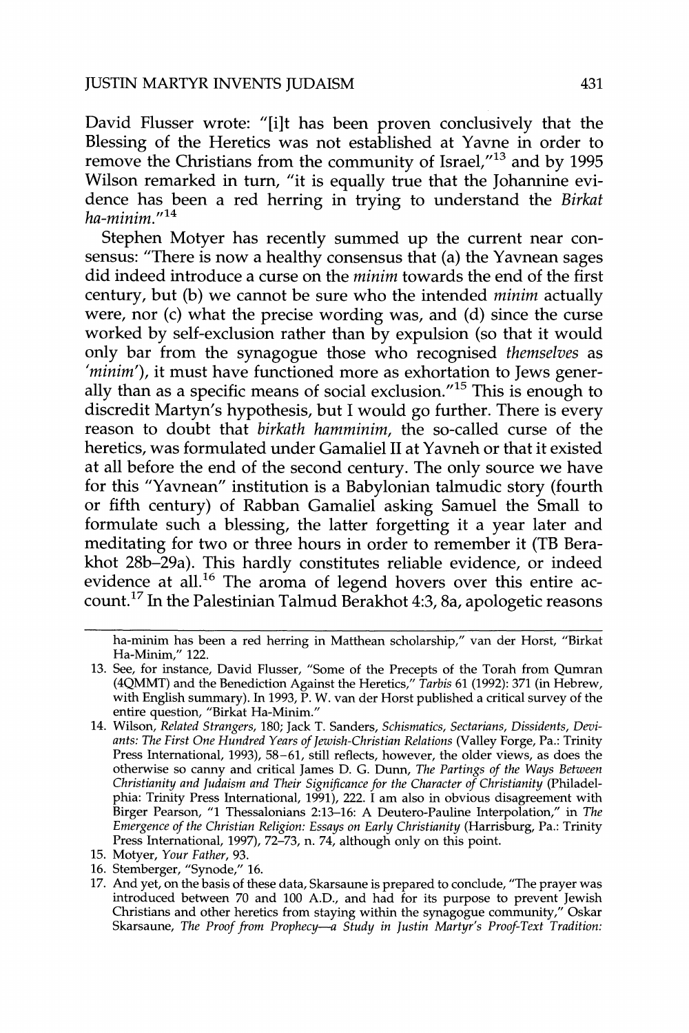David Flusser wrote: "[i]t has been proven conclusively that the Blessing of the Heretics was not established at Yavne in order to remove the Christians from the community of Israel,"[13] and by 1995 Wilson remarked in turn, "it is equally true that the Johannine evidence has been a red herring in trying to understand the *Birkat ha-minim*."[14]

Stephen Motyer has recently summed up the current near consensus: "There is now a healthy consensus that (a) the Yavnean sages did indeed introduce a curse on the *minim* towards the end of the first century, but (b) we cannot be sure who the intended *minim* actually were, nor (c) what the precise wording was, and (d) since the curse worked by self-exclusion rather than by expulsion (so that it would only bar from the synagogue those who recognised *themselves* as '*minim*'), it must have functioned more as exhortation to Jews generally than as a specific means of social exclusion."[15] This is enough to discredit Martyn's hypothesis, but I would go further. There is every reason to doubt that *birkath hamminim*, the so-called curse of the heretics, was formulated under Gamaliel II at Yavneh or that it existed at all before the end of the second century. The only source we have for this "Yavnean" institution is a Babylonian talmudic story (fourth or fifth century) of Rabban Gamaliel asking Samuel the Small to formulate such a blessing, the latter forgetting it a year later and meditating for two or three hours in order to remember it (TB Berakhot 28b–29a). This hardly constitutes reliable evidence, or indeed evidence at all.[16] The aroma of legend hovers over this entire account.[17] In the Palestinian Talmud Berakhot 4:3, 8a, apologetic reasons

---

ha-minim has been a red herring in Matthean scholarship," van der Horst, "Birkat Ha-Minim," 122.

13. See, for instance, David Flusser, "Some of the Precepts of the Torah from Qumran (4QMMT) and the Benediction Against the Heretics," *Tarbis* 61 (1992): 371 (in Hebrew, with English summary). In 1993, P. W. van der Horst published a critical survey of the entire question, "Birkat Ha-Minim."
14. Wilson, *Related Strangers*, 180; Jack T. Sanders, *Schismatics, Sectarians, Dissidents, Deviants: The First One Hundred Years of Jewish-Christian Relations* (Valley Forge, Pa.: Trinity Press International, 1993), 58–61, still reflects, however, the older views, as does the otherwise so canny and critical James D. G. Dunn, *The Partings of the Ways Between Christianity and Judaism and Their Significance for the Character of Christianity* (Philadelphia: Trinity Press International, 1991), 222. I am also in obvious disagreement with Birger Pearson, "1 Thessalonians 2:13–16: A Deutero-Pauline Interpolation," in *The Emergence of the Christian Religion: Essays on Early Christianity* (Harrisburg, Pa.: Trinity Press International, 1997), 72–73, n. 74, although only on this point.
15. Motyer, *Your Father*, 93.
16. Stemberger, "Synode," 16.
17. And yet, on the basis of these data, Skarsaune is prepared to conclude, "The prayer was introduced between 70 and 100 A.D., and had for its purpose to prevent Jewish Christians and other heretics from staying within the synagogue community," Oskar Skarsaune, *The Proof from Prophecy—a Study in Justin Martyr's Proof-Text Tradition:*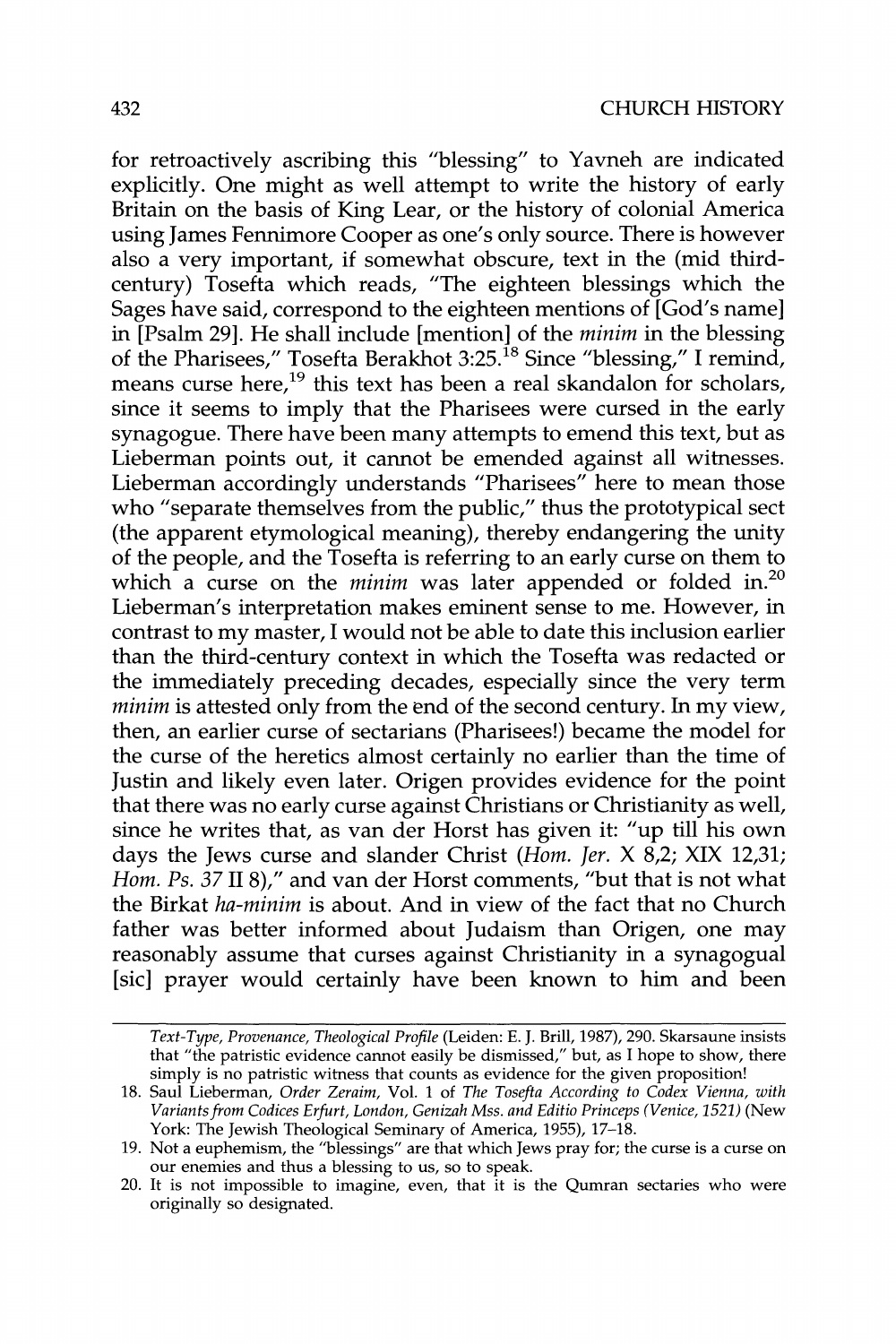for retroactively ascribing this "blessing" to Yavneh are indicated explicitly. One might as well attempt to write the history of early Britain on the basis of King Lear, or the history of colonial America using James Fennimore Cooper as one's only source. There is however also a very important, if somewhat obscure, text in the (mid third-century) Tosefta which reads, "The eighteen blessings which the Sages have said, correspond to the eighteen mentions of [God's name] in [Psalm 29]. He shall include [mention] of the *minim* in the blessing of the Pharisees," Tosefta Berakhot 3:25.[18] Since "blessing," I remind, means curse here,[19] this text has been a real skandalon for scholars, since it seems to imply that the Pharisees were cursed in the early synagogue. There have been many attempts to emend this text, but as Lieberman points out, it cannot be emended against all witnesses. Lieberman accordingly understands "Pharisees" here to mean those who "separate themselves from the public," thus the prototypical sect (the apparent etymological meaning), thereby endangering the unity of the people, and the Tosefta is referring to an early curse on them to which a curse on the *minim* was later appended or folded in.[20] Lieberman's interpretation makes eminent sense to me. However, in contrast to my master, I would not be able to date this inclusion earlier than the third-century context in which the Tosefta was redacted or the immediately preceding decades, especially since the very term *minim* is attested only from the end of the second century. In my view, then, an earlier curse of sectarians (Pharisees!) became the model for the curse of the heretics almost certainly no earlier than the time of Justin and likely even later. Origen provides evidence for the point that there was no early curse against Christians or Christianity as well, since he writes that, as van der Horst has given it: "up till his own days the Jews curse and slander Christ (*Hom. Jer.* X 8,2; XIX 12,31; *Hom. Ps. 37* II 8)," and van der Horst comments, "but that is not what the Birkat *ha-minim* is about. And in view of the fact that no Church father was better informed about Judaism than Origen, one may reasonably assume that curses against Christianity in a synagogual [sic] prayer would certainly have been known to him and been

---

*Text-Type, Provenance, Theological Profile* (Leiden: E. J. Brill, 1987), 290. Skarsaune insists that "the patristic evidence cannot easily be dismissed," but, as I hope to show, there simply is no patristic witness that counts as evidence for the given proposition!

18. Saul Lieberman, *Order Zeraim*, Vol. 1 of *The Tosefta According to Codex Vienna, with Variants from Codices Erfurt, London, Genizah Mss. and Editio Princeps (Venice, 1521)* (New York: The Jewish Theological Seminary of America, 1955), 17–18.

19. Not a euphemism, the "blessings" are that which Jews pray for; the curse is a curse on our enemies and thus a blessing to us, so to speak.

20. It is not impossible to imagine, even, that it is the Qumran sectaries who were originally so designated.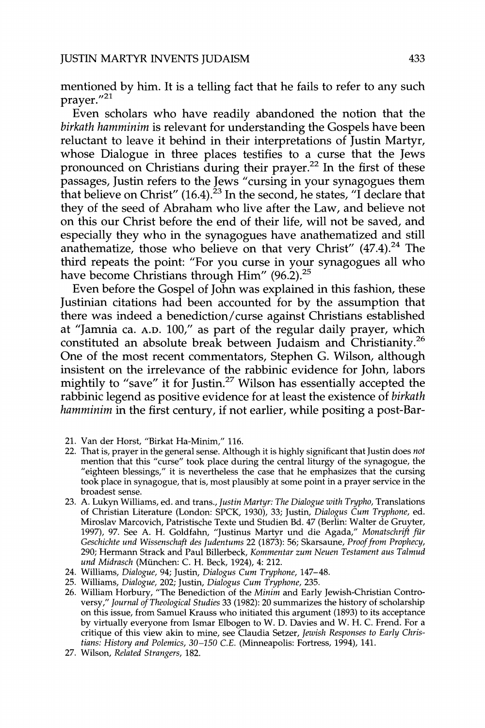mentioned by him. It is a telling fact that he fails to refer to any such prayer."[21]

Even scholars who have readily abandoned the notion that the *birkath hamminim* is relevant for understanding the Gospels have been reluctant to leave it behind in their interpretations of Justin Martyr, whose Dialogue in three places testifies to a curse that the Jews pronounced on Christians during their prayer.[22] In the first of these passages, Justin refers to the Jews "cursing in your synagogues them that believe on Christ" (16.4).[23] In the second, he states, "I declare that they of the seed of Abraham who live after the Law, and believe not on this our Christ before the end of their life, will not be saved, and especially they who in the synagogues have anathematized and still anathematize, those who believe on that very Christ" (47.4).[24] The third repeats the point: "For you curse in your synagogues all who have become Christians through Him" (96.2).[25]

Even before the Gospel of John was explained in this fashion, these Justinian citations had been accounted for by the assumption that there was indeed a benediction/curse against Christians established at "Jamnia ca. A.D. 100," as part of the regular daily prayer, which constituted an absolute break between Judaism and Christianity.[26] One of the most recent commentators, Stephen G. Wilson, although insistent on the irrelevance of the rabbinic evidence for John, labors mightily to "save" it for Justin.[27] Wilson has essentially accepted the rabbinic legend as positive evidence for at least the existence of *birkath hamminim* in the first century, if not earlier, while positing a post-Bar-

21. Van der Horst, "Birkat Ha-Minim," 116.
22. That is, prayer in the general sense. Although it is highly significant that Justin does *not* mention that this "curse" took place during the central liturgy of the synagogue, the "eighteen blessings," it is nevertheless the case that he emphasizes that the cursing took place in synagogue, that is, most plausibly at some point in a prayer service in the broadest sense.
23. A. Lukyn Williams, ed. and trans., *Justin Martyr: The Dialogue with Trypho*, Translations of Christian Literature (London: SPCK, 1930), 33; Justin, *Dialogus Cum Tryphone*, ed. Miroslav Marcovich, Patristische Texte und Studien Bd. 47 (Berlin: Walter de Gruyter, 1997), 97. See A. H. Goldfahn, "Justinus Martyr und die Agada," *Monatschrift für Geschichte und Wissenschaft des Judentums* 22 (1873): 56; Skarsaune, *Proof from Prophecy*, 290; Hermann Strack and Paul Billerbeck, *Kommentar zum Neuen Testament aus Talmud und Midrasch* (München: C. H. Beck, 1924), 4: 212.
24. Williams, *Dialogue*, 94; Justin, *Dialogus Cum Tryphone*, 147–48.
25. Williams, *Dialogue*, 202; Justin, *Dialogus Cum Tryphone*, 235.
26. William Horbury, "The Benediction of the *Minim* and Early Jewish-Christian Controversy," *Journal of Theological Studies* 33 (1982): 20 summarizes the history of scholarship on this issue, from Samuel Krauss who initiated this argument (1893) to its acceptance by virtually everyone from Ismar Elbogen to W. D. Davies and W. H. C. Frend. For a critique of this view akin to mine, see Claudia Setzer, *Jewish Responses to Early Christians: History and Polemics, 30–150 C.E.* (Minneapolis: Fortress, 1994), 141.
27. Wilson, *Related Strangers*, 182.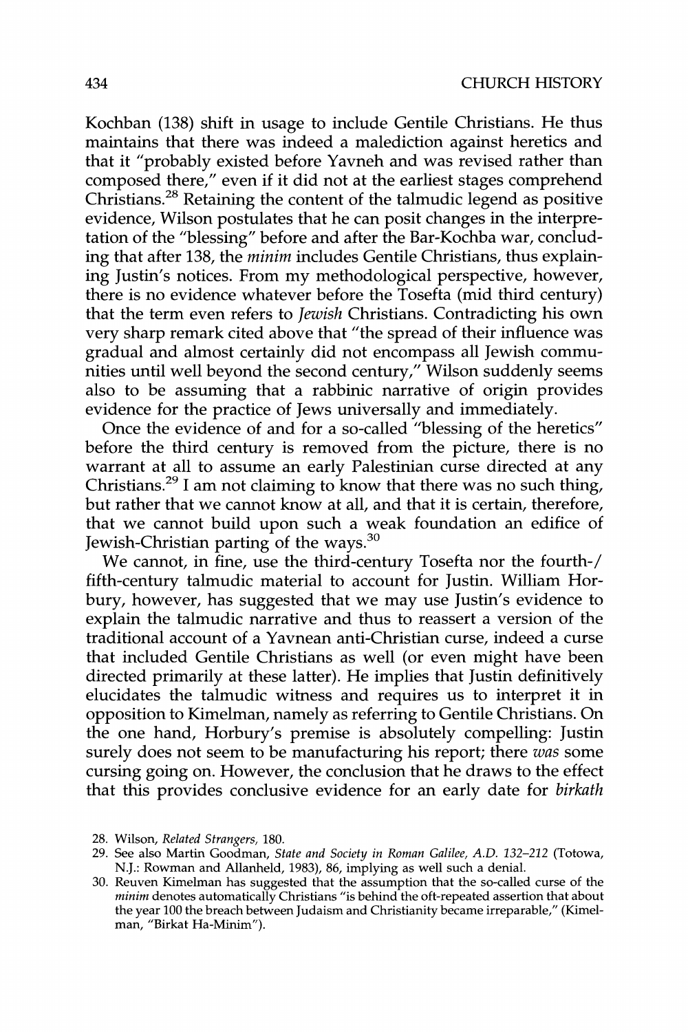Kochban (138) shift in usage to include Gentile Christians. He thus maintains that there was indeed a malediction against heretics and that it "probably existed before Yavneh and was revised rather than composed there," even if it did not at the earliest stages comprehend Christians.[28] Retaining the content of the talmudic legend as positive evidence, Wilson postulates that he can posit changes in the interpretation of the "blessing" before and after the Bar-Kochba war, concluding that after 138, the *minim* includes Gentile Christians, thus explaining Justin's notices. From my methodological perspective, however, there is no evidence whatever before the Tosefta (mid third century) that the term even refers to *Jewish* Christians. Contradicting his own very sharp remark cited above that "the spread of their influence was gradual and almost certainly did not encompass all Jewish communities until well beyond the second century," Wilson suddenly seems also to be assuming that a rabbinic narrative of origin provides evidence for the practice of Jews universally and immediately.

Once the evidence of and for a so-called "blessing of the heretics" before the third century is removed from the picture, there is no warrant at all to assume an early Palestinian curse directed at any Christians.[29] I am not claiming to know that there was no such thing, but rather that we cannot know at all, and that it is certain, therefore, that we cannot build upon such a weak foundation an edifice of Jewish-Christian parting of the ways.[30]

We cannot, in fine, use the third-century Tosefta nor the fourth-/fifth-century talmudic material to account for Justin. William Horbury, however, has suggested that we may use Justin's evidence to explain the talmudic narrative and thus to reassert a version of the traditional account of a Yavnean anti-Christian curse, indeed a curse that included Gentile Christians as well (or even might have been directed primarily at these latter). He implies that Justin definitively elucidates the talmudic witness and requires us to interpret it in opposition to Kimelman, namely as referring to Gentile Christians. On the one hand, Horbury's premise is absolutely compelling: Justin surely does not seem to be manufacturing his report; there *was* some cursing going on. However, the conclusion that he draws to the effect that this provides conclusive evidence for an early date for *birkath*

28. Wilson, *Related Strangers*, 180.

29. See also Martin Goodman, *State and Society in Roman Galilee, A.D. 132–212* (Totowa, N.J.: Rowman and Allanheld, 1983), 86, implying as well such a denial.

30. Reuven Kimelman has suggested that the assumption that the so-called curse of the *minim* denotes automatically Christians "is behind the oft-repeated assertion that about the year 100 the breach between Judaism and Christianity became irreparable," (Kimelman, "Birkat Ha-Minim").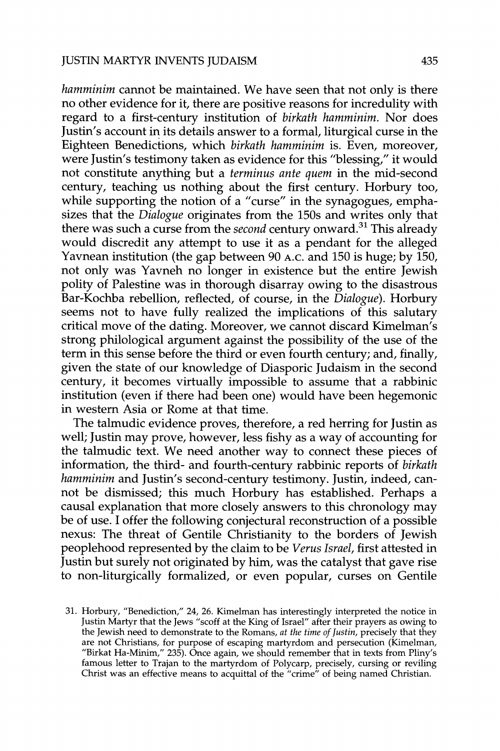*hamminim* cannot be maintained. We have seen that not only is there no other evidence for it, there are positive reasons for incredulity with regard to a first-century institution of *birkath hamminim*. Nor does Justin's account in its details answer to a formal, liturgical curse in the Eighteen Benedictions, which *birkath hamminim* is. Even, moreover, were Justin's testimony taken as evidence for this "blessing," it would not constitute anything but a *terminus ante quem* in the mid-second century, teaching us nothing about the first century. Horbury too, while supporting the notion of a "curse" in the synagogues, emphasizes that the *Dialogue* originates from the 150s and writes only that there was such a curse from the *second* century onward.[31] This already would discredit any attempt to use it as a pendant for the alleged Yavnean institution (the gap between 90 A.C. and 150 is huge; by 150, not only was Yavneh no longer in existence but the entire Jewish polity of Palestine was in thorough disarray owing to the disastrous Bar-Kochba rebellion, reflected, of course, in the *Dialogue*). Horbury seems not to have fully realized the implications of this salutary critical move of the dating. Moreover, we cannot discard Kimelman's strong philological argument against the possibility of the use of the term in this sense before the third or even fourth century; and, finally, given the state of our knowledge of Diasporic Judaism in the second century, it becomes virtually impossible to assume that a rabbinic institution (even if there had been one) would have been hegemonic in western Asia or Rome at that time.

The talmudic evidence proves, therefore, a red herring for Justin as well; Justin may prove, however, less fishy as a way of accounting for the talmudic text. We need another way to connect these pieces of information, the third- and fourth-century rabbinic reports of *birkath hamminim* and Justin's second-century testimony. Justin, indeed, cannot be dismissed; this much Horbury has established. Perhaps a causal explanation that more closely answers to this chronology may be of use. I offer the following conjectural reconstruction of a possible nexus: The threat of Gentile Christianity to the borders of Jewish peoplehood represented by the claim to be *Verus Israel*, first attested in Justin but surely not originated by him, was the catalyst that gave rise to non-liturgically formalized, or even popular, curses on Gentile

31. Horbury, "Benediction," 24, 26. Kimelman has interestingly interpreted the notice in Justin Martyr that the Jews "scoff at the King of Israel" after their prayers as owing to the Jewish need to demonstrate to the Romans, *at the time of Justin*, precisely that they are not Christians, for purpose of escaping martyrdom and persecution (Kimelman, "Birkat Ha-Minim," 235). Once again, we should remember that in texts from Pliny's famous letter to Trajan to the martyrdom of Polycarp, precisely, cursing or reviling Christ was an effective means to acquittal of the "crime" of being named Christian.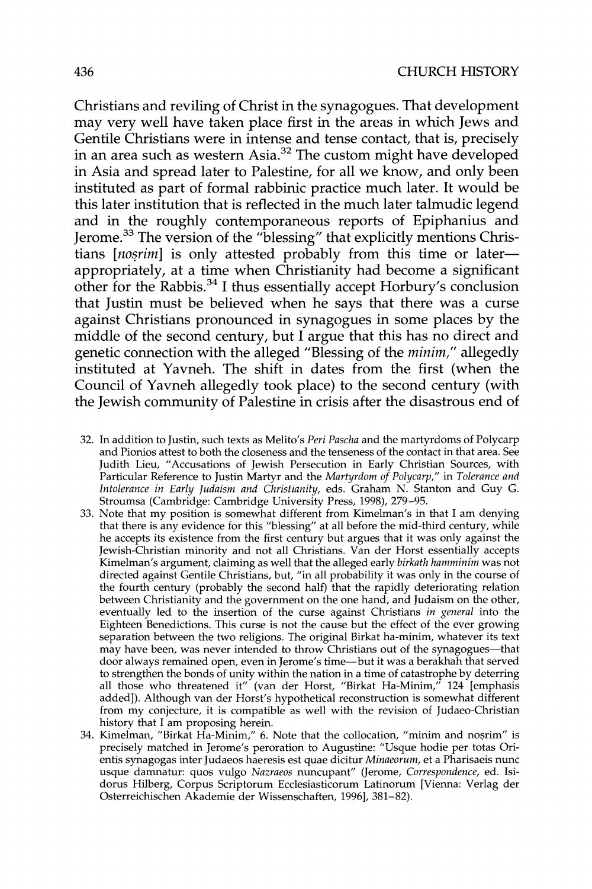Christians and reviling of Christ in the synagogues. That development may very well have taken place first in the areas in which Jews and Gentile Christians were in intense and tense contact, that is, precisely in an area such as western Asia.[32] The custom might have developed in Asia and spread later to Palestine, for all we know, and only been instituted as part of formal rabbinic practice much later. It would be this later institution that is reflected in the much later talmudic legend and in the roughly contemporaneous reports of Epiphanius and Jerome.[33] The version of the "blessing" that explicitly mentions Christians [*noṣrim*] is only attested probably from this time or later—appropriately, at a time when Christianity had become a significant other for the Rabbis.[34] I thus essentially accept Horbury's conclusion that Justin must be believed when he says that there was a curse against Christians pronounced in synagogues in some places by the middle of the second century, but I argue that this has no direct and genetic connection with the alleged "Blessing of the *minim*," allegedly instituted at Yavneh. The shift in dates from the first (when the Council of Yavneh allegedly took place) to the second century (with the Jewish community of Palestine in crisis after the disastrous end of

32. In addition to Justin, such texts as Melito's *Peri Pascha* and the martyrdoms of Polycarp and Pionios attest to both the closeness and the tenseness of the contact in that area. See Judith Lieu, "Accusations of Jewish Persecution in Early Christian Sources, with Particular Reference to Justin Martyr and the *Martyrdom of Polycarp*," in *Tolerance and Intolerance in Early Judaism and Christianity*, eds. Graham N. Stanton and Guy G. Stroumsa (Cambridge: Cambridge University Press, 1998), 279–95.

33. Note that my position is somewhat different from Kimelman's in that I am denying that there is any evidence for this "blessing" at all before the mid-third century, while he accepts its existence from the first century but argues that it was only against the Jewish-Christian minority and not all Christians. Van der Horst essentially accepts Kimelman's argument, claiming as well that the alleged early *birkath hamminim* was not directed against Gentile Christians, but, "in all probability it was only in the course of the fourth century (probably the second half) that the rapidly deteriorating relation between Christianity and the government on the one hand, and Judaism on the other, eventually led to the insertion of the curse against Christians *in general* into the Eighteen Benedictions. This curse is not the cause but the effect of the ever growing separation between the two religions. The original Birkat ha-minim, whatever its text may have been, was never intended to throw Christians out of the synagogues—that door always remained open, even in Jerome's time—but it was a berakhah that served to strengthen the bonds of unity within the nation in a time of catastrophe by deterring all those who threatened it" (van der Horst, "Birkat Ha-Minim," 124 [emphasis added]). Although van der Horst's hypothetical reconstruction is somewhat different from my conjecture, it is compatible as well with the revision of Judaeo-Christian history that I am proposing herein.

34. Kimelman, "Birkat Ha-Minim," 6. Note that the collocation, "minim and noṣrim" is precisely matched in Jerome's peroration to Augustine: "Usque hodie per totas Orientis synagogas inter Judaeos haeresis est quae dicitur *Minaeorum*, et a Pharisaeis nunc usque damnatur: quos vulgo *Nazraeos* nuncupant" (Jerome, *Correspondence*, ed. Isidorus Hilberg, Corpus Scriptorum Ecclesiasticorum Latinorum [Vienna: Verlag der Osterreichischen Akademie der Wissenschaften, 1996], 381–82).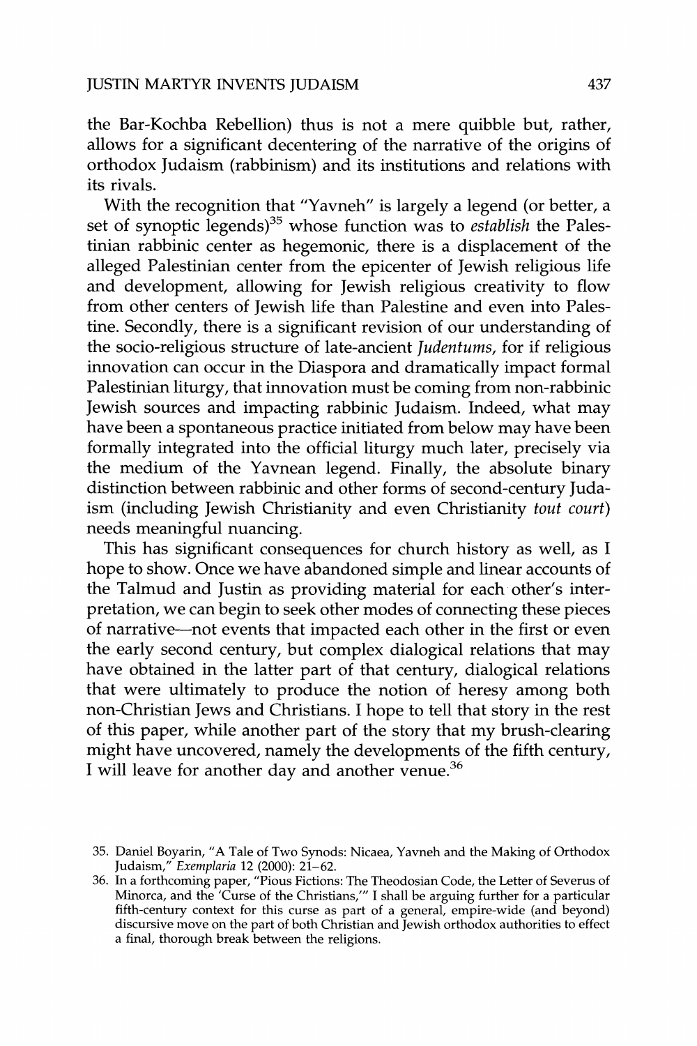the Bar-Kochba Rebellion) thus is not a mere quibble but, rather, allows for a significant decentering of the narrative of the origins of orthodox Judaism (rabbinism) and its institutions and relations with its rivals.

With the recognition that "Yavneh" is largely a legend (or better, a set of synoptic legends)[35] whose function was to *establish* the Palestinian rabbinic center as hegemonic, there is a displacement of the alleged Palestinian center from the epicenter of Jewish religious life and development, allowing for Jewish religious creativity to flow from other centers of Jewish life than Palestine and even into Palestine. Secondly, there is a significant revision of our understanding of the socio-religious structure of late-ancient *Judentums*, for if religious innovation can occur in the Diaspora and dramatically impact formal Palestinian liturgy, that innovation must be coming from non-rabbinic Jewish sources and impacting rabbinic Judaism. Indeed, what may have been a spontaneous practice initiated from below may have been formally integrated into the official liturgy much later, precisely via the medium of the Yavnean legend. Finally, the absolute binary distinction between rabbinic and other forms of second-century Judaism (including Jewish Christianity and even Christianity *tout court*) needs meaningful nuancing.

This has significant consequences for church history as well, as I hope to show. Once we have abandoned simple and linear accounts of the Talmud and Justin as providing material for each other's interpretation, we can begin to seek other modes of connecting these pieces of narrative—not events that impacted each other in the first or even the early second century, but complex dialogical relations that may have obtained in the latter part of that century, dialogical relations that were ultimately to produce the notion of heresy among both non-Christian Jews and Christians. I hope to tell that story in the rest of this paper, while another part of the story that my brush-clearing might have uncovered, namely the developments of the fifth century, I will leave for another day and another venue.[36]

---

35. Daniel Boyarin, "A Tale of Two Synods: Nicaea, Yavneh and the Making of Orthodox Judaism," *Exemplaria* 12 (2000): 21–62.

36. In a forthcoming paper, "Pious Fictions: The Theodosian Code, the Letter of Severus of Minorca, and the 'Curse of the Christians,'" I shall be arguing further for a particular fifth-century context for this curse as part of a general, empire-wide (and beyond) discursive move on the part of both Christian and Jewish orthodox authorities to effect a final, thorough break between the religions.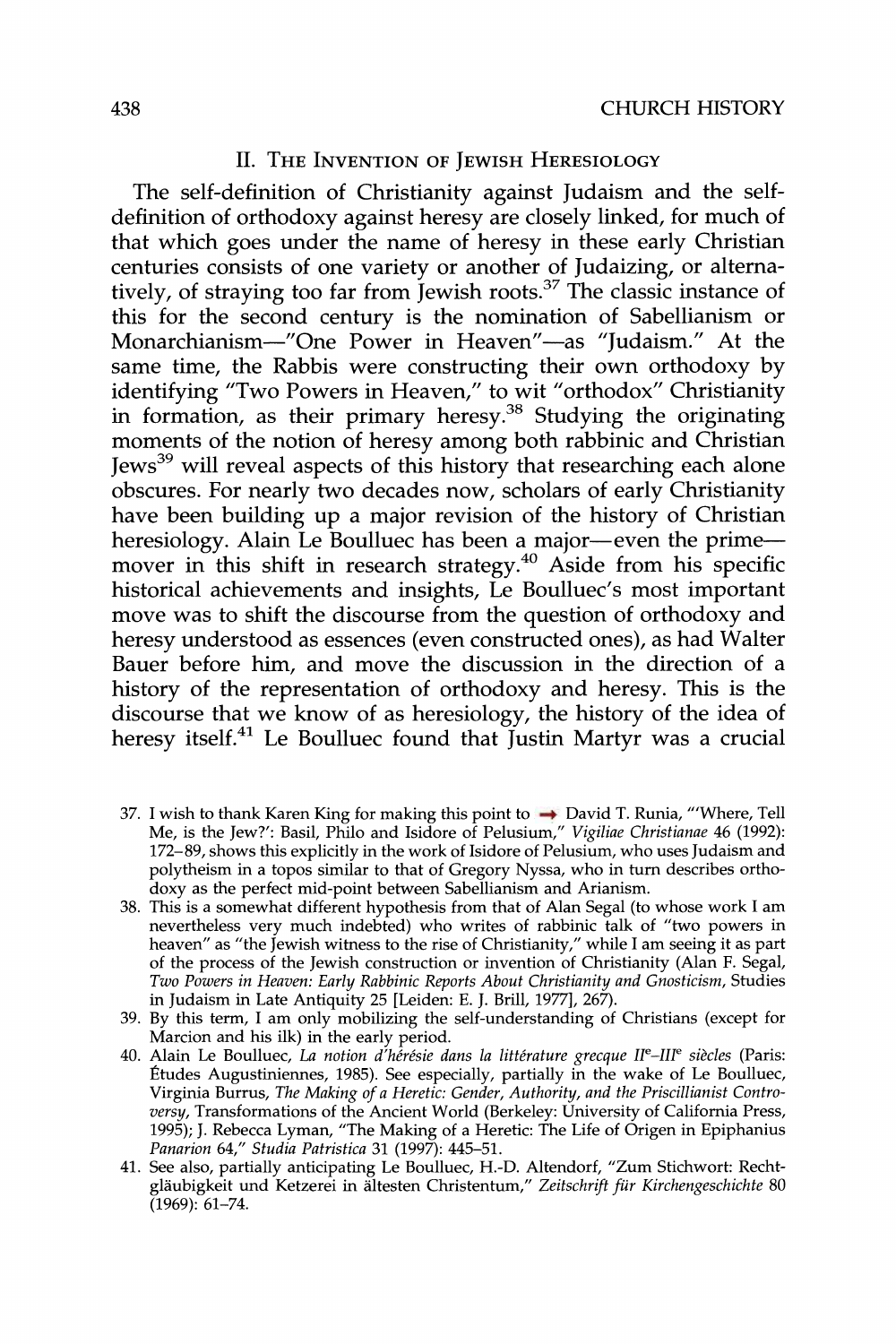## II. The Invention of Jewish Heresiology

The self-definition of Christianity against Judaism and the self-definition of orthodoxy against heresy are closely linked, for much of that which goes under the name of heresy in these early Christian centuries consists of one variety or another of Judaizing, or alternatively, of straying too far from Jewish roots.[37] The classic instance of this for the second century is the nomination of Sabellianism or Monarchianism—"One Power in Heaven"—as "Judaism." At the same time, the Rabbis were constructing their own orthodoxy by identifying "Two Powers in Heaven," to wit "orthodox" Christianity in formation, as their primary heresy.[38] Studying the originating moments of the notion of heresy among both rabbinic and Christian Jews[39] will reveal aspects of this history that researching each alone obscures. For nearly two decades now, scholars of early Christianity have been building up a major revision of the history of Christian heresiology. Alain Le Boulluec has been a major—even the prime—mover in this shift in research strategy.[40] Aside from his specific historical achievements and insights, Le Boulluec's most important move was to shift the discourse from the question of orthodoxy and heresy understood as essences (even constructed ones), as had Walter Bauer before him, and move the discussion in the direction of a history of the representation of orthodoxy and heresy. This is the discourse that we know of as heresiology, the history of the idea of heresy itself.[41] Le Boulluec found that Justin Martyr was a crucial

37. I wish to thank Karen King for making this point to → David T. Runia, "'Where, Tell Me, is the Jew?': Basil, Philo and Isidore of Pelusium," *Vigiliae Christianae* 46 (1992): 172–89, shows this explicitly in the work of Isidore of Pelusium, who uses Judaism and polytheism in a topos similar to that of Gregory Nyssa, who in turn describes orthodoxy as the perfect mid-point between Sabellianism and Arianism.

38. This is a somewhat different hypothesis from that of Alan Segal (to whose work I am nevertheless very much indebted) who writes of rabbinic talk of "two powers in heaven" as "the Jewish witness to the rise of Christianity," while I am seeing it as part of the process of the Jewish construction or invention of Christianity (Alan F. Segal, *Two Powers in Heaven: Early Rabbinic Reports About Christianity and Gnosticism*, Studies in Judaism in Late Antiquity 25 [Leiden: E. J. Brill, 1977], 267).

39. By this term, I am only mobilizing the self-understanding of Christians (except for Marcion and his ilk) in the early period.

40. Alain Le Boulluec, *La notion d'hérésie dans la littérature grecque IIe–IIIe siècles* (Paris: Études Augustiniennes, 1985). See especially, partially in the wake of Le Boulluec, Virginia Burrus, *The Making of a Heretic: Gender, Authority, and the Priscillianist Controversy*, Transformations of the Ancient World (Berkeley: University of California Press, 1995); J. Rebecca Lyman, "The Making of a Heretic: The Life of Origen in Epiphanius *Panarion* 64," *Studia Patristica* 31 (1997): 445–51.

41. See also, partially anticipating Le Boulluec, H.-D. Altendorf, "Zum Stichwort: Rechtgläubigkeit und Ketzerei in ältesten Christentum," *Zeitschrift für Kirchengeschichte* 80 (1969): 61–74.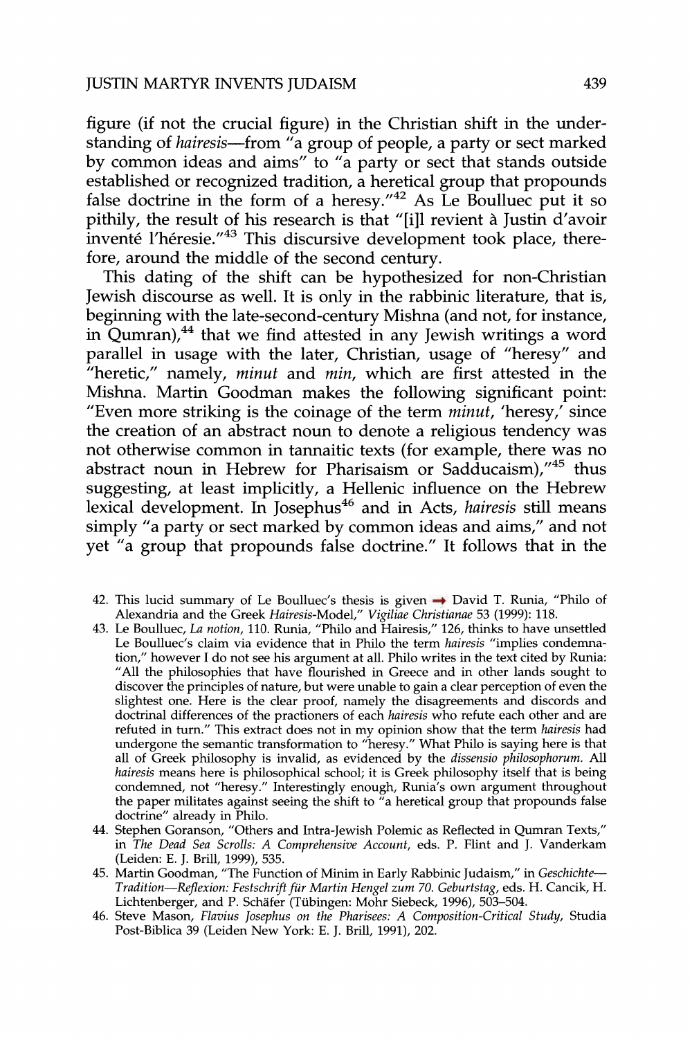figure (if not the crucial figure) in the Christian shift in the understanding of *hairesis*—from "a group of people, a party or sect marked by common ideas and aims" to "a party or sect that stands outside established or recognized tradition, a heretical group that propounds false doctrine in the form of a heresy."[42] As Le Boulluec put it so pithily, the result of his research is that "[i]l revient à Justin d'avoir inventé l'hérésie."[43] This discursive development took place, therefore, around the middle of the second century.

This dating of the shift can be hypothesized for non-Christian Jewish discourse as well. It is only in the rabbinic literature, that is, beginning with the late-second-century Mishna (and not, for instance, in Qumran),[44] that we find attested in any Jewish writings a word parallel in usage with the later, Christian, usage of "heresy" and "heretic," namely, *minut* and *min*, which are first attested in the Mishna. Martin Goodman makes the following significant point: "Even more striking is the coinage of the term *minut*, 'heresy,' since the creation of an abstract noun to denote a religious tendency was not otherwise common in tannaitic texts (for example, there was no abstract noun in Hebrew for Pharisaism or Sadducaism),"[45] thus suggesting, at least implicitly, a Hellenic influence on the Hebrew lexical development. In Josephus[46] and in Acts, *hairesis* still means simply "a party or sect marked by common ideas and aims," and not yet "a group that propounds false doctrine." It follows that in the

42. This lucid summary of Le Boulluec's thesis is given ➞ David T. Runia, "Philo of Alexandria and the Greek *Hairesis*-Model," *Vigiliae Christianae* 53 (1999): 118.

43. Le Boulluec, *La notion*, 110. Runia, "Philo and Hairesis," 126, thinks to have unsettled Le Boulluec's claim via evidence that in Philo the term *hairesis* "implies condemnation," however I do not see his argument at all. Philo writes in the text cited by Runia: "All the philosophies that have flourished in Greece and in other lands sought to discover the principles of nature, but were unable to gain a clear perception of even the slightest one. Here is the clear proof, namely the disagreements and discords and doctrinal differences of the practioners of each *hairesis* who refute each other and are refuted in turn." This extract does not in my opinion show that the term *hairesis* had undergone the semantic transformation to "heresy." What Philo is saying here is that all of Greek philosophy is invalid, as evidenced by the *dissensio philosophorum*. All *hairesis* means here is philosophical school; it is Greek philosophy itself that is being condemned, not "heresy." Interestingly enough, Runia's own argument throughout the paper militates against seeing the shift to "a heretical group that propounds false doctrine" already in Philo.

44. Stephen Goranson, "Others and Intra-Jewish Polemic as Reflected in Qumran Texts," in *The Dead Sea Scrolls: A Comprehensive Account*, eds. P. Flint and J. Vanderkam (Leiden: E. J. Brill, 1999), 535.

45. Martin Goodman, "The Function of Minim in Early Rabbinic Judaism," in *Geschichte—Tradition—Reflexion: Festschrift für Martin Hengel zum 70. Geburtstag*, eds. H. Cancik, H. Lichtenberger, and P. Schäfer (Tübingen: Mohr Siebeck, 1996), 503–504.

46. Steve Mason, *Flavius Josephus on the Pharisees: A Composition-Critical Study*, Studia Post-Biblica 39 (Leiden New York: E. J. Brill, 1991), 202.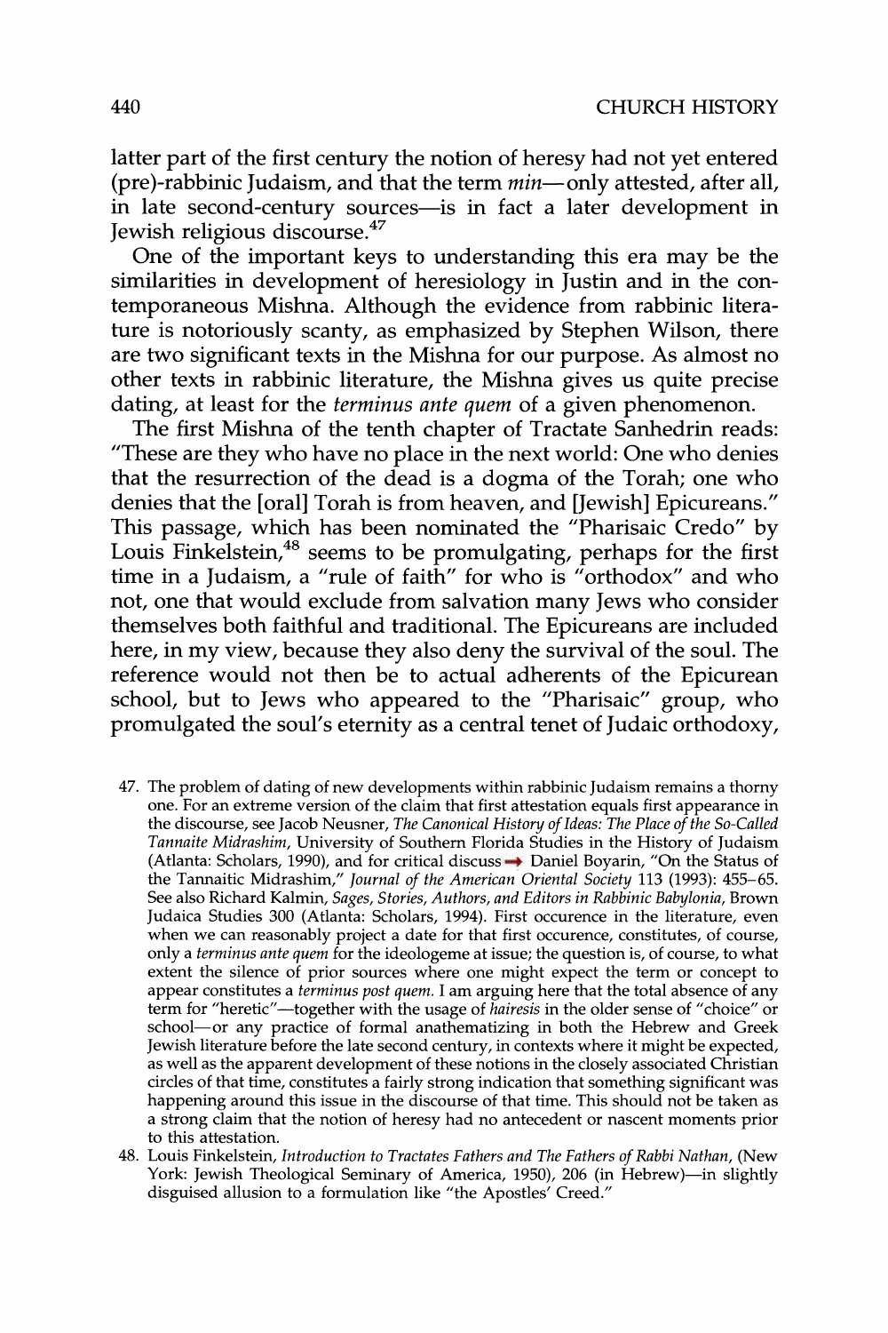latter part of the first century the notion of heresy had not yet entered (pre)-rabbinic Judaism, and that the term *min*—only attested, after all, in late second-century sources—is in fact a later development in Jewish religious discourse.[47]

One of the important keys to understanding this era may be the similarities in development of heresiology in Justin and in the contemporaneous Mishna. Although the evidence from rabbinic literature is notoriously scanty, as emphasized by Stephen Wilson, there are two significant texts in the Mishna for our purpose. As almost no other texts in rabbinic literature, the Mishna gives us quite precise dating, at least for the *terminus ante quem* of a given phenomenon.

The first Mishna of the tenth chapter of Tractate Sanhedrin reads: "These are they who have no place in the next world: One who denies that the resurrection of the dead is a dogma of the Torah; one who denies that the [oral] Torah is from heaven, and [Jewish] Epicureans." This passage, which has been nominated the "Pharisaic Credo" by Louis Finkelstein,[48] seems to be promulgating, perhaps for the first time in a Judaism, a "rule of faith" for who is "orthodox" and who not, one that would exclude from salvation many Jews who consider themselves both faithful and traditional. The Epicureans are included here, in my view, because they also deny the survival of the soul. The reference would not then be to actual adherents of the Epicurean school, but to Jews who appeared to the "Pharisaic" group, who promulgated the soul's eternity as a central tenet of Judaic orthodoxy,

47. The problem of dating of new developments within rabbinic Judaism remains a thorny one. For an extreme version of the claim that first attestation equals first appearance in the discourse, see Jacob Neusner, *The Canonical History of Ideas: The Place of the So-Called Tannaite Midrashim*, University of Southern Florida Studies in the History of Judaism (Atlanta: Scholars, 1990), and for critical discuss Daniel Boyarin, "On the Status of the Tannaitic Midrashim," *Journal of the American Oriental Society* 113 (1993): 455–65. See also Richard Kalmin, *Sages, Stories, Authors, and Editors in Rabbinic Babylonia*, Brown Judaica Studies 300 (Atlanta: Scholars, 1994). First occurence in the literature, even when we can reasonably project a date for that first occurence, constitutes, of course, only a *terminus ante quem* for the ideologeme at issue; the question is, of course, to what extent the silence of prior sources where one might expect the term or concept to appear constitutes a *terminus post quem*. I am arguing here that the total absence of any term for "heretic"—together with the usage of *hairesis* in the older sense of "choice" or school—or any practice of formal anathematizing in both the Hebrew and Greek Jewish literature before the late second century, in contexts where it might be expected, as well as the apparent development of these notions in the closely associated Christian circles of that time, constitutes a fairly strong indication that something significant was happening around this issue in the discourse of that time. This should not be taken as a strong claim that the notion of heresy had no antecedent or nascent moments prior to this attestation.

48. Louis Finkelstein, *Introduction to Tractates Fathers and The Fathers of Rabbi Nathan*, (New York: Jewish Theological Seminary of America, 1950), 206 (in Hebrew)—in slightly disguised allusion to a formulation like "the Apostles' Creed."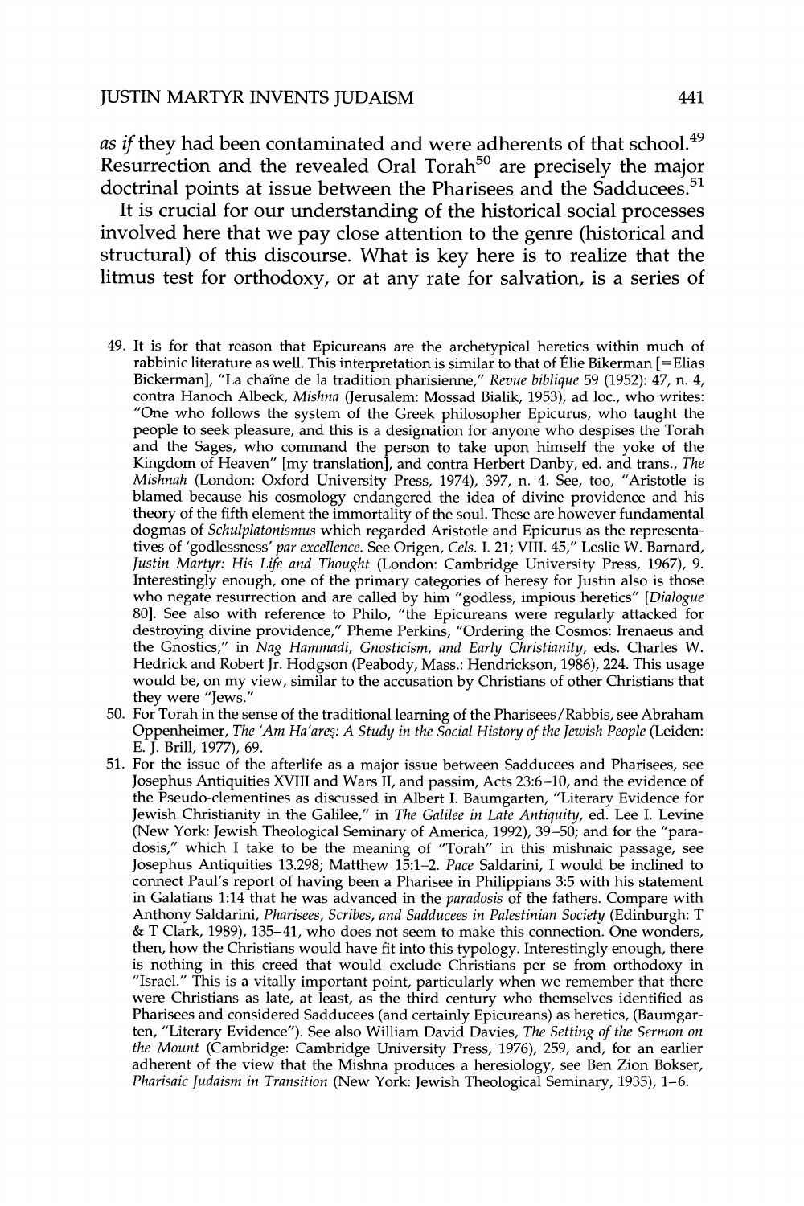*as if* they had been contaminated and were adherents of that school.[49] Resurrection and the revealed Oral Torah[50] are precisely the major doctrinal points at issue between the Pharisees and the Sadducees.[51]

It is crucial for our understanding of the historical social processes involved here that we pay close attention to the genre (historical and structural) of this discourse. What is key here is to realize that the litmus test for orthodoxy, or at any rate for salvation, is a series of

49. It is for that reason that Epicureans are the archetypical heretics within much of rabbinic literature as well. This interpretation is similar to that of Élie Bikerman [=Elias Bickerman], "La chaîne de la tradition pharisienne," *Revue biblique* 59 (1952): 47, n. 4, contra Hanoch Albeck, *Mishna* (Jerusalem: Mossad Bialik, 1953), ad loc., who writes: "One who follows the system of the Greek philosopher Epicurus, who taught the people to seek pleasure, and this is a designation for anyone who despises the Torah and the Sages, who command the person to take upon himself the yoke of the Kingdom of Heaven" [my translation], and contra Herbert Danby, ed. and trans., *The Mishnah* (London: Oxford University Press, 1974), 397, n. 4. See, too, "Aristotle is blamed because his cosmology endangered the idea of divine providence and his theory of the fifth element the immortality of the soul. These are however fundamental dogmas of *Schulplatonismus* which regarded Aristotle and Epicurus as the representatives of 'godlessness' *par excellence*. See Origen, *Cels*. I. 21; VIII. 45," Leslie W. Barnard, *Justin Martyr: His Life and Thought* (London: Cambridge University Press, 1967), 9. Interestingly enough, one of the primary categories of heresy for Justin also is those who negate resurrection and are called by him "godless, impious heretics" [*Dialogue* 80]. See also with reference to Philo, "the Epicureans were regularly attacked for destroying divine providence," Pheme Perkins, "Ordering the Cosmos: Irenaeus and the Gnostics," in *Nag Hammadi, Gnosticism, and Early Christianity*, eds. Charles W. Hedrick and Robert Jr. Hodgson (Peabody, Mass.: Hendrickson, 1986), 224. This usage would be, on my view, similar to the accusation by Christians of other Christians that they were "Jews."

50. For Torah in the sense of the traditional learning of the Pharisees/Rabbis, see Abraham Oppenheimer, *The 'Am Ha'areṣ: A Study in the Social History of the Jewish People* (Leiden: E. J. Brill, 1977), 69.

51. For the issue of the afterlife as a major issue between Sadducees and Pharisees, see Josephus Antiquities XVIII and Wars II, and passim, Acts 23:6–10, and the evidence of the Pseudo-clementines as discussed in Albert I. Baumgarten, "Literary Evidence for Jewish Christianity in the Galilee," in *The Galilee in Late Antiquity*, ed. Lee I. Levine (New York: Jewish Theological Seminary of America, 1992), 39–50; and for the "paradosis," which I take to be the meaning of "Torah" in this mishnaic passage, see Josephus Antiquities 13.298; Matthew 15:1–2. *Pace* Saldarini, I would be inclined to connect Paul's report of having been a Pharisee in Philippians 3:5 with his statement in Galatians 1:14 that he was advanced in the *paradosis* of the fathers. Compare with Anthony Saldarini, *Pharisees, Scribes, and Sadducees in Palestinian Society* (Edinburgh: T & T Clark, 1989), 135–41, who does not seem to make this connection. One wonders, then, how the Christians would have fit into this typology. Interestingly enough, there is nothing in this creed that would exclude Christians per se from orthodoxy in "Israel." This is a vitally important point, particularly when we remember that there were Christians as late, at least, as the third century who themselves identified as Pharisees and considered Sadducees (and certainly Epicureans) as heretics, (Baumgarten, "Literary Evidence"). See also William David Davies, *The Setting of the Sermon on the Mount* (Cambridge: Cambridge University Press, 1976), 259, and, for an earlier adherent of the view that the Mishna produces a heresiology, see Ben Zion Bokser, *Pharisaic Judaism in Transition* (New York: Jewish Theological Seminary, 1935), 1–6.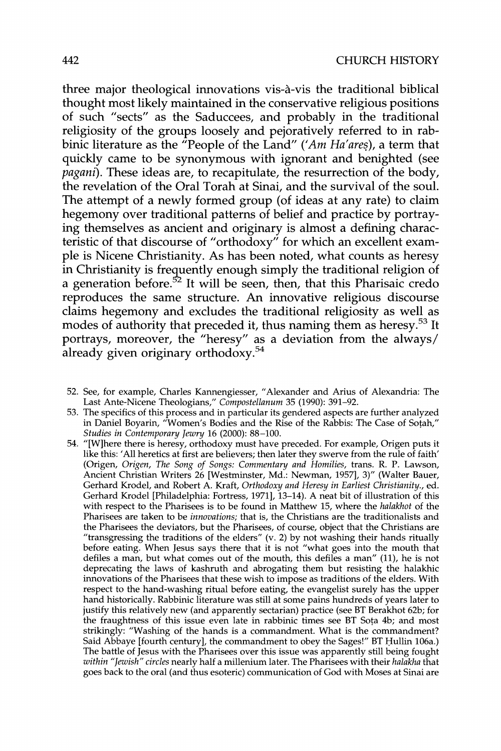three major theological innovations vis-à-vis the traditional biblical thought most likely maintained in the conservative religious positions of such "sects" as the Saduccees, and probably in the traditional religiosity of the groups loosely and pejoratively referred to in rabbinic literature as the "People of the Land" (*'Am Ha'areṣ*), a term that quickly came to be synonymous with ignorant and benighted (see *pagani*). These ideas are, to recapitulate, the resurrection of the body, the revelation of the Oral Torah at Sinai, and the survival of the soul. The attempt of a newly formed group (of ideas at any rate) to claim hegemony over traditional patterns of belief and practice by portraying themselves as ancient and originary is almost a defining characteristic of that discourse of "orthodoxy" for which an excellent example is Nicene Christianity. As has been noted, what counts as heresy in Christianity is frequently enough simply the traditional religion of a generation before.[52] It will be seen, then, that this Pharisaic credo reproduces the same structure. An innovative religious discourse claims hegemony and excludes the traditional religiosity as well as modes of authority that preceded it, thus naming them as heresy.[53] It portrays, moreover, the "heresy" as a deviation from the always/already given originary orthodoxy.[54]

52. See, for example, Charles Kannengiesser, "Alexander and Arius of Alexandria: The Last Ante-Nicene Theologians," *Compostellanum* 35 (1990): 391–92.

53. The specifics of this process and in particular its gendered aspects are further analyzed in Daniel Boyarin, "Women's Bodies and the Rise of the Rabbis: The Case of Soṭah," *Studies in Contemporary Jewry* 16 (2000): 88–100.

54. "[W]here there is heresy, orthodoxy must have preceded. For example, Origen puts it like this: 'All heretics at first are believers; then later they swerve from the rule of faith' (Origen, *Origen, The Song of Songs: Commentary and Homilies*, trans. R. P. Lawson, Ancient Christian Writers 26 [Westminster, Md.: Newman, 1957], 3)" (Walter Bauer, Gerhard Krodel, and Robert A. Kraft, *Orthodoxy and Heresy in Earliest Christianity.*, ed. Gerhard Krodel [Philadelphia: Fortress, 1971], 13–14). A neat bit of illustration of this with respect to the Pharisees is to be found in Matthew 15, where the *halakhot* of the Pharisees are taken to be *innovations*; that is, the Christians are the traditionalists and the Pharisees the deviators, but the Pharisees, of course, object that the Christians are "transgressing the traditions of the elders" (v. 2) by not washing their hands ritually before eating. When Jesus says there that it is not "what goes into the mouth that defiles a man, but what comes out of the mouth, this defiles a man" (11), he is not deprecating the laws of kashruth and abrogating them but resisting the halakhic innovations of the Pharisees that these wish to impose as traditions of the elders. With respect to the hand-washing ritual before eating, the evangelist surely has the upper hand historically. Rabbinic literature was still at some pains hundreds of years later to justify this relatively new (and apparently sectarian) practice (see BT Berakhot 62b; for the fraughtness of this issue even late in rabbinic times see BT Soṭa 4b; and most strikingly: "Washing of the hands is a commandment. What is the commandment? Said Abbaye [fourth century], the commandment to obey the Sages!" BT Ḥullin 106a.) The battle of Jesus with the Pharisees over this issue was apparently still being fought *within "Jewish" circles* nearly half a millenium later. The Pharisees with their *halakha* that goes back to the oral (and thus esoteric) communication of God with Moses at Sinai are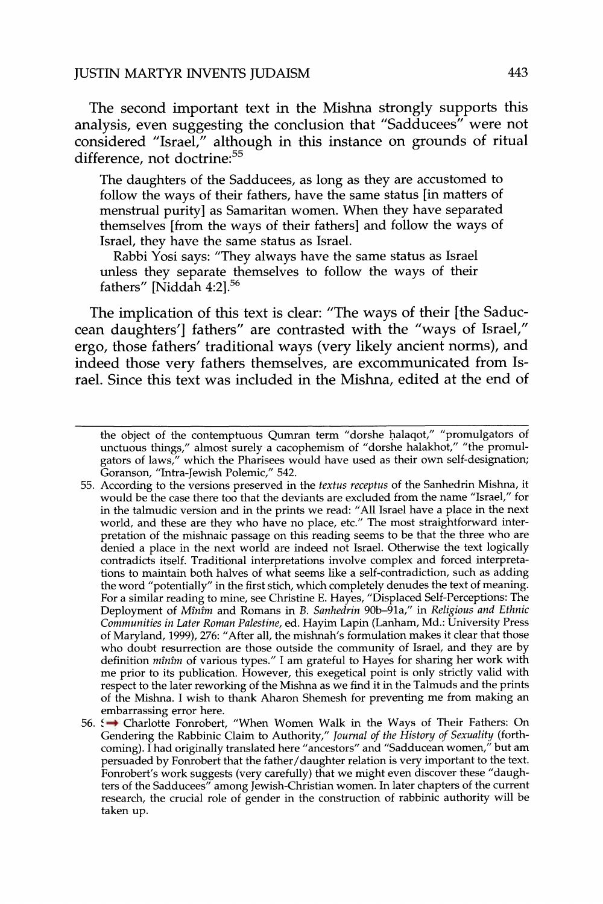The second important text in the Mishna strongly supports this analysis, even suggesting the conclusion that "Sadducees" were not considered "Israel," although in this instance on grounds of ritual difference, not doctrine:[55]

> The daughters of the Sadducees, as long as they are accustomed to follow the ways of their fathers, have the same status [in matters of menstrual purity] as Samaritan women. When they have separated themselves [from the ways of their fathers] and follow the ways of Israel, they have the same status as Israel.
>
> Rabbi Yosi says: "They always have the same status as Israel unless they separate themselves to follow the ways of their fathers" [Niddah 4:2].[56]

The implication of this text is clear: "The ways of their [the Sadduccean daughters'] fathers" are contrasted with the "ways of Israel," ergo, those fathers' traditional ways (very likely ancient norms), and indeed those very fathers themselves, are excommunicated from Israel. Since this text was included in the Mishna, edited at the end of

---

the object of the contemptuous Qumran term "dorshe ḥalaqot," "promulgators of unctuous things," almost surely a cacophemism of "dorshe halakhot," "the promulgators of laws," which the Pharisees would have used as their own self-designation; Goranson, "Intra-Jewish Polemic," 542.

55. According to the versions preserved in the *textus receptus* of the Sanhedrin Mishna, it would be the case there too that the deviants are excluded from the name "Israel," for in the talmudic version and in the prints we read: "All Israel have a place in the next world, and these are they who have no place, etc." The most straightforward interpretation of the mishnaic passage on this reading seems to be that the three who are denied a place in the next world are indeed not Israel. Otherwise the text logically contradicts itself. Traditional interpretations involve complex and forced interpretations to maintain both halves of what seems like a self-contradiction, such as adding the word "potentially" in the first stich, which completely denudes the text of meaning. For a similar reading to mine, see Christine E. Hayes, "Displaced Self-Perceptions: The Deployment of *Mînîm* and Romans in *B. Sanhedrin* 90b–91a," in *Religious and Ethnic Communities in Later Roman Palestine*, ed. Hayim Lapin (Lanham, Md.: University Press of Maryland, 1999), 276: "After all, the mishnah's formulation makes it clear that those who doubt resurrection are those outside the community of Israel, and they are by definition *mînîm* of various types." I am grateful to Hayes for sharing her work with me prior to its publication. However, this exegetical point is only strictly valid with respect to the later reworking of the Mishna as we find it in the Talmuds and the prints of the Mishna. I wish to thank Aharon Shemesh for preventing me from making an embarrassing error here.

56. Charlotte Fonrobert, "When Women Walk in the Ways of Their Fathers: On Gendering the Rabbinic Claim to Authority," *Journal of the History of Sexuality* (forthcoming). I had originally translated here "ancestors" and "Sadducean women," but am persuaded by Fonrobert that the father/daughter relation is very important to the text. Fonrobert's work suggests (very carefully) that we might even discover these "daughters of the Sadducees" among Jewish-Christian women. In later chapters of the current research, the crucial role of gender in the construction of rabbinic authority will be taken up.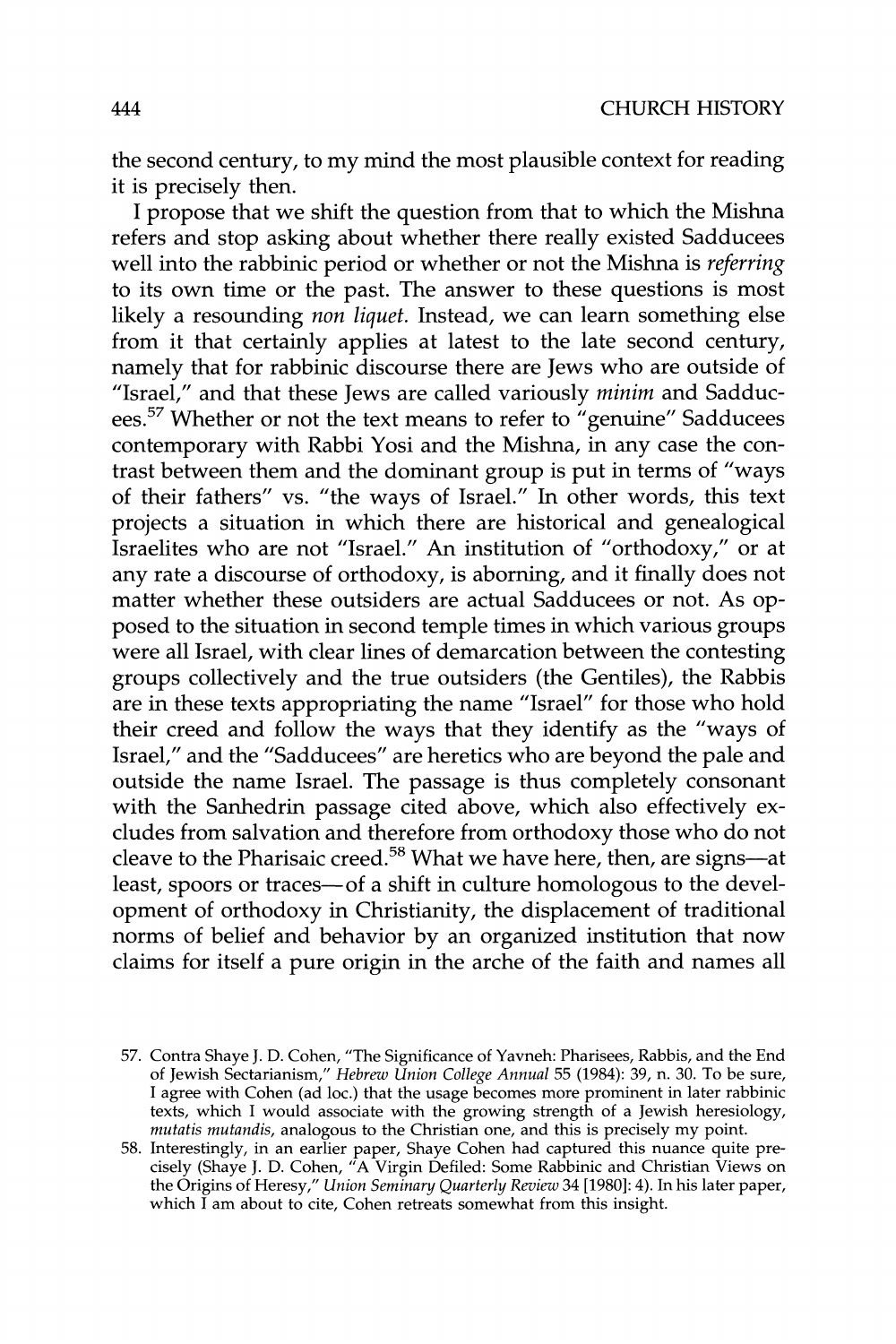the second century, to my mind the most plausible context for reading it is precisely then.

I propose that we shift the question from that to which the Mishna refers and stop asking about whether there really existed Sadducees well into the rabbinic period or whether or not the Mishna is *referring* to its own time or the past. The answer to these questions is most likely a resounding *non liquet.* Instead, we can learn something else from it that certainly applies at latest to the late second century, namely that for rabbinic discourse there are Jews who are outside of "Israel," and that these Jews are called variously *minim* and Sadducees.[57] Whether or not the text means to refer to "genuine" Sadducees contemporary with Rabbi Yosi and the Mishna, in any case the contrast between them and the dominant group is put in terms of "ways of their fathers" vs. "the ways of Israel." In other words, this text projects a situation in which there are historical and genealogical Israelites who are not "Israel." An institution of "orthodoxy," or at any rate a discourse of orthodoxy, is aborning, and it finally does not matter whether these outsiders are actual Sadducees or not. As opposed to the situation in second temple times in which various groups were all Israel, with clear lines of demarcation between the contesting groups collectively and the true outsiders (the Gentiles), the Rabbis are in these texts appropriating the name "Israel" for those who hold their creed and follow the ways that they identify as the "ways of Israel," and the "Sadducees" are heretics who are beyond the pale and outside the name Israel. The passage is thus completely consonant with the Sanhedrin passage cited above, which also effectively excludes from salvation and therefore from orthodoxy those who do not cleave to the Pharisaic creed.[58] What we have here, then, are signs—at least, spoors or traces—of a shift in culture homologous to the development of orthodoxy in Christianity, the displacement of traditional norms of belief and behavior by an organized institution that now claims for itself a pure origin in the arche of the faith and names all

57. Contra Shaye J. D. Cohen, "The Significance of Yavneh: Pharisees, Rabbis, and the End of Jewish Sectarianism," *Hebrew Union College Annual* 55 (1984): 39, n. 30. To be sure, I agree with Cohen (ad loc.) that the usage becomes more prominent in later rabbinic texts, which I would associate with the growing strength of a Jewish heresiology, *mutatis mutandis,* analogous to the Christian one, and this is precisely my point.

58. Interestingly, in an earlier paper, Shaye Cohen had captured this nuance quite precisely (Shaye J. D. Cohen, "A Virgin Defiled: Some Rabbinic and Christian Views on the Origins of Heresy," *Union Seminary Quarterly Review* 34 [1980]: 4). In his later paper, which I am about to cite, Cohen retreats somewhat from this insight.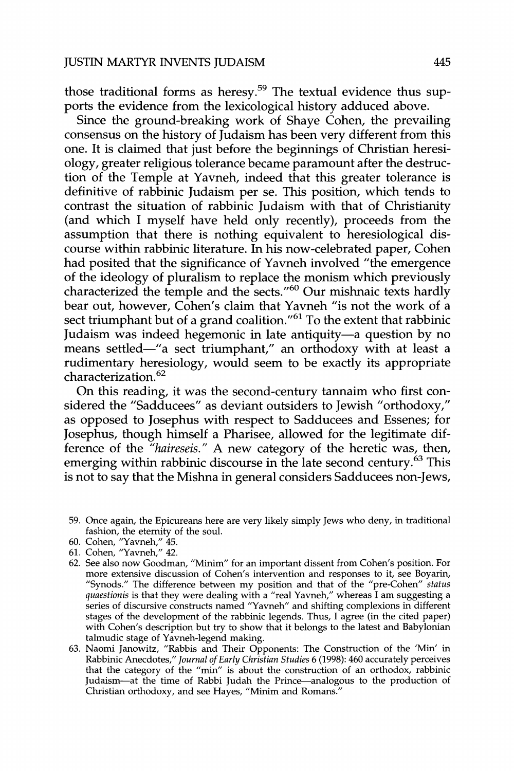those traditional forms as heresy.[59] The textual evidence thus supports the evidence from the lexicological history adduced above.

Since the ground-breaking work of Shaye Cohen, the prevailing consensus on the history of Judaism has been very different from this one. It is claimed that just before the beginnings of Christian heresiology, greater religious tolerance became paramount after the destruction of the Temple at Yavneh, indeed that this greater tolerance is definitive of rabbinic Judaism per se. This position, which tends to contrast the situation of rabbinic Judaism with that of Christianity (and which I myself have held only recently), proceeds from the assumption that there is nothing equivalent to heresiological discourse within rabbinic literature. In his now-celebrated paper, Cohen had posited that the significance of Yavneh involved "the emergence of the ideology of pluralism to replace the monism which previously characterized the temple and the sects."[60] Our mishnaic texts hardly bear out, however, Cohen's claim that Yavneh "is not the work of a sect triumphant but of a grand coalition."[61] To the extent that rabbinic Judaism was indeed hegemonic in late antiquity—a question by no means settled—"a sect triumphant," an orthodoxy with at least a rudimentary heresiology, would seem to be exactly its appropriate characterization.[62]

On this reading, it was the second-century tannaim who first considered the "Sadducees" as deviant outsiders to Jewish "orthodoxy," as opposed to Josephus with respect to Sadducees and Essenes; for Josephus, though himself a Pharisee, allowed for the legitimate difference of the *"haireseis."* A new category of the heretic was, then, emerging within rabbinic discourse in the late second century.[63] This is not to say that the Mishna in general considers Sadducees non-Jews,

59. Once again, the Epicureans here are very likely simply Jews who deny, in traditional fashion, the eternity of the soul.
60. Cohen, "Yavneh," 45.
61. Cohen, "Yavneh," 42.
62. See also now Goodman, "Minim" for an important dissent from Cohen's position. For more extensive discussion of Cohen's intervention and responses to it, see Boyarin, "Synods." The difference between my position and that of the "pre-Cohen" *status quaestionis* is that they were dealing with a "real Yavneh," whereas I am suggesting a series of discursive constructs named "Yavneh" and shifting complexions in different stages of the development of the rabbinic legends. Thus, I agree (in the cited paper) with Cohen's description but try to show that it belongs to the latest and Babylonian talmudic stage of Yavneh-legend making.
63. Naomi Janowitz, "Rabbis and Their Opponents: The Construction of the 'Min' in Rabbinic Anecdotes," *Journal of Early Christian Studies* 6 (1998): 460 accurately perceives that the category of the "min" is about the construction of an orthodox, rabbinic Judaism—at the time of Rabbi Judah the Prince—analogous to the production of Christian orthodoxy, and see Hayes, "Minim and Romans."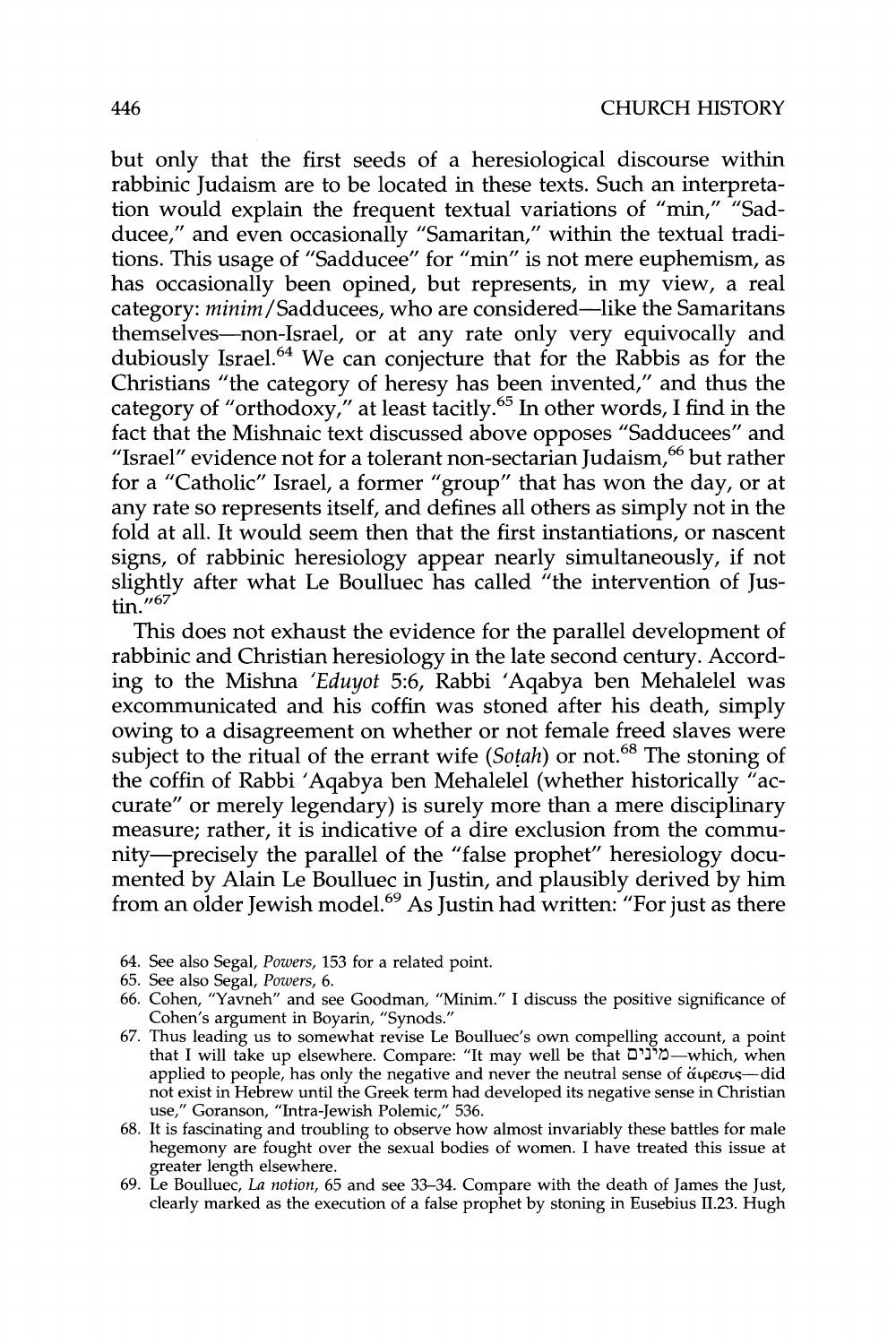but only that the first seeds of a heresiological discourse within rabbinic Judaism are to be located in these texts. Such an interpretation would explain the frequent textual variations of "min," "Sadducee," and even occasionally "Samaritan," within the textual traditions. This usage of "Sadducee" for "min" is not mere euphemism, as has occasionally been opined, but represents, in my view, a real category: *minim*/Sadducees, who are considered—like the Samaritans themselves—non-Israel, or at any rate only very equivocally and dubiously Israel.[64] We can conjecture that for the Rabbis as for the Christians "the category of heresy has been invented," and thus the category of "orthodoxy," at least tacitly.[65] In other words, I find in the fact that the Mishnaic text discussed above opposes "Sadducees" and "Israel" evidence not for a tolerant non-sectarian Judaism,[66] but rather for a "Catholic" Israel, a former "group" that has won the day, or at any rate so represents itself, and defines all others as simply not in the fold at all. It would seem then that the first instantiations, or nascent signs, of rabbinic heresiology appear nearly simultaneously, if not slightly after what Le Boulluec has called "the intervention of Justin."[67]

This does not exhaust the evidence for the parallel development of rabbinic and Christian heresiology in the late second century. According to the Mishna *'Eduyot* 5:6, Rabbi 'Aqabya ben Mehalelel was excommunicated and his coffin was stoned after his death, simply owing to a disagreement on whether or not female freed slaves were subject to the ritual of the errant wife (*Soṭah*) or not.[68] The stoning of the coffin of Rabbi 'Aqabya ben Mehalelel (whether historically "accurate" or merely legendary) is surely more than a mere disciplinary measure; rather, it is indicative of a dire exclusion from the community—precisely the parallel of the "false prophet" heresiology documented by Alain Le Boulluec in Justin, and plausibly derived by him from an older Jewish model.[69] As Justin had written: "For just as there

64. See also Segal, *Powers*, 153 for a related point.

65. See also Segal, *Powers*, 6.

66. Cohen, "Yavneh" and see Goodman, "Minim." I discuss the positive significance of Cohen's argument in Boyarin, "Synods."

67. Thus leading us to somewhat revise Le Boulluec's own compelling account, a point that I will take up elsewhere. Compare: "It may well be that מינים—which, when applied to people, has only the negative and never the neutral sense of ἄιρεσις—did not exist in Hebrew until the Greek term had developed its negative sense in Christian use," Goranson, "Intra-Jewish Polemic," 536.

68. It is fascinating and troubling to observe how almost invariably these battles for male hegemony are fought over the sexual bodies of women. I have treated this issue at greater length elsewhere.

69. Le Boulluec, *La notion*, 65 and see 33–34. Compare with the death of James the Just, clearly marked as the execution of a false prophet by stoning in Eusebius II.23. Hugh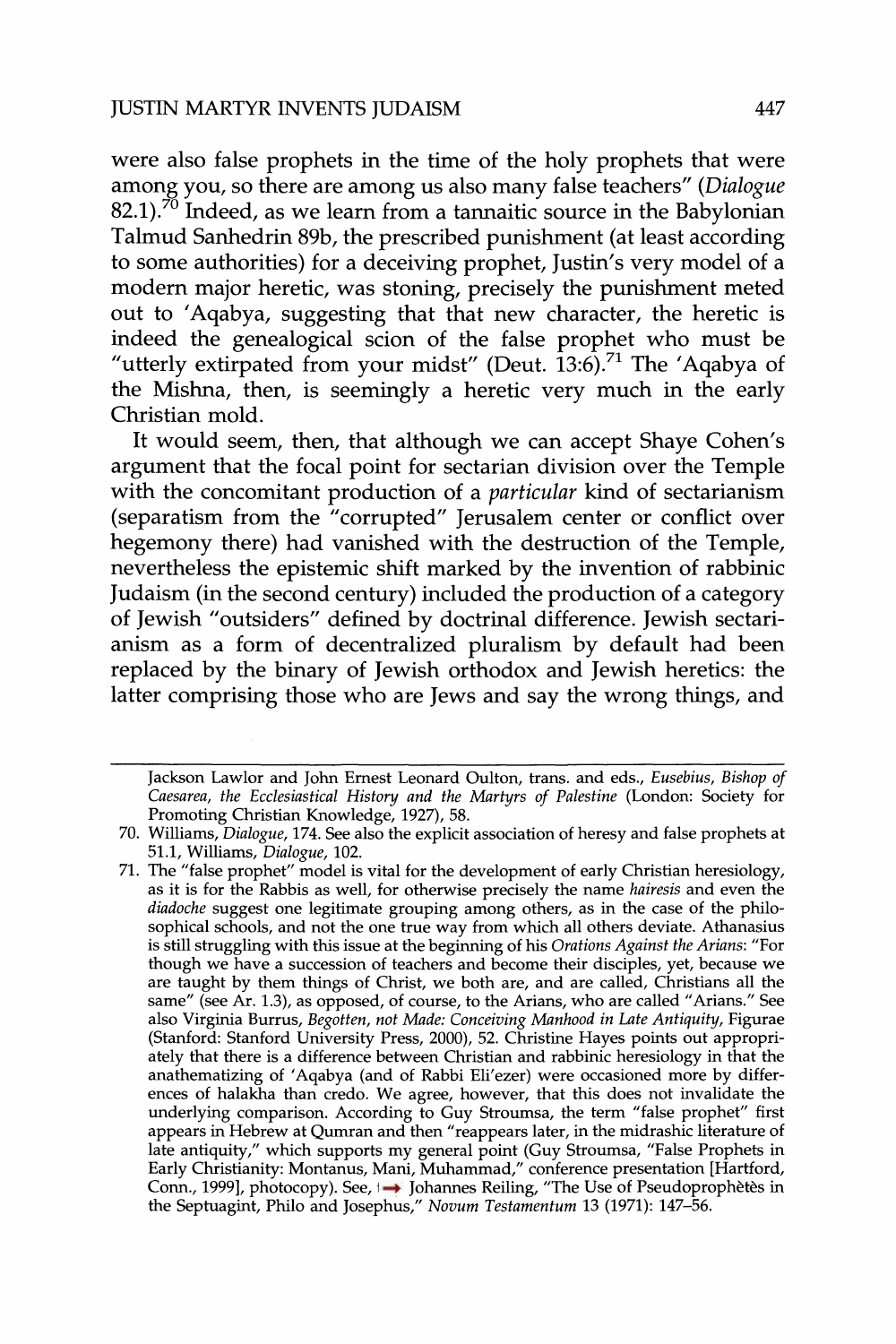were also false prophets in the time of the holy prophets that were among you, so there are among us also many false teachers" (*Dialogue* 82.1).[70] Indeed, as we learn from a tannaitic source in the Babylonian Talmud Sanhedrin 89b, the prescribed punishment (at least according to some authorities) for a deceiving prophet, Justin's very model of a modern major heretic, was stoning, precisely the punishment meted out to 'Aqabya, suggesting that that new character, the heretic is indeed the genealogical scion of the false prophet who must be "utterly extirpated from your midst" (Deut. 13:6).[71] The 'Aqabya of the Mishna, then, is seemingly a heretic very much in the early Christian mold.

It would seem, then, that although we can accept Shaye Cohen's argument that the focal point for sectarian division over the Temple with the concomitant production of a *particular* kind of sectarianism (separatism from the "corrupted" Jerusalem center or conflict over hegemony there) had vanished with the destruction of the Temple, nevertheless the epistemic shift marked by the invention of rabbinic Judaism (in the second century) included the production of a category of Jewish "outsiders" defined by doctrinal difference. Jewish sectarianism as a form of decentralized pluralism by default had been replaced by the binary of Jewish orthodox and Jewish heretics: the latter comprising those who are Jews and say the wrong things, and

---

Jackson Lawlor and John Ernest Leonard Oulton, trans. and eds., *Eusebius, Bishop of Caesarea, the Ecclesiastical History and the Martyrs of Palestine* (London: Society for Promoting Christian Knowledge, 1927), 58.

70. Williams, *Dialogue*, 174. See also the explicit association of heresy and false prophets at 51.1, Williams, *Dialogue*, 102.

71. The "false prophet" model is vital for the development of early Christian heresiology, as it is for the Rabbis as well, for otherwise precisely the name *hairesis* and even the *diadoche* suggest one legitimate grouping among others, as in the case of the philosophical schools, and not the one true way from which all others deviate. Athanasius is still struggling with this issue at the beginning of his *Orations Against the Arians*: "For though we have a succession of teachers and become their disciples, yet, because we are taught by them things of Christ, we both are, and are called, Christians all the same" (see Ar. 1.3), as opposed, of course, to the Arians, who are called "Arians." See also Virginia Burrus, *Begotten, not Made: Conceiving Manhood in Late Antiquity*, Figurae (Stanford: Stanford University Press, 2000), 52. Christine Hayes points out appropriately that there is a difference between Christian and rabbinic heresiology in that the anathematizing of 'Aqabya (and of Rabbi Eli'ezer) were occasioned more by differences of halakha than credo. We agree, however, that this does not invalidate the underlying comparison. According to Guy Stroumsa, the term "false prophet" first appears in Hebrew at Qumran and then "reappears later, in the midrashic literature of late antiquity," which supports my general point (Guy Stroumsa, "False Prophets in Early Christianity: Montanus, Mani, Muhammad," conference presentation [Hartford, Conn., 1999], photocopy). See, Johannes Reiling, "The Use of Pseudoprophètès in the Septuagint, Philo and Josephus," *Novum Testamentum* 13 (1971): 147–56.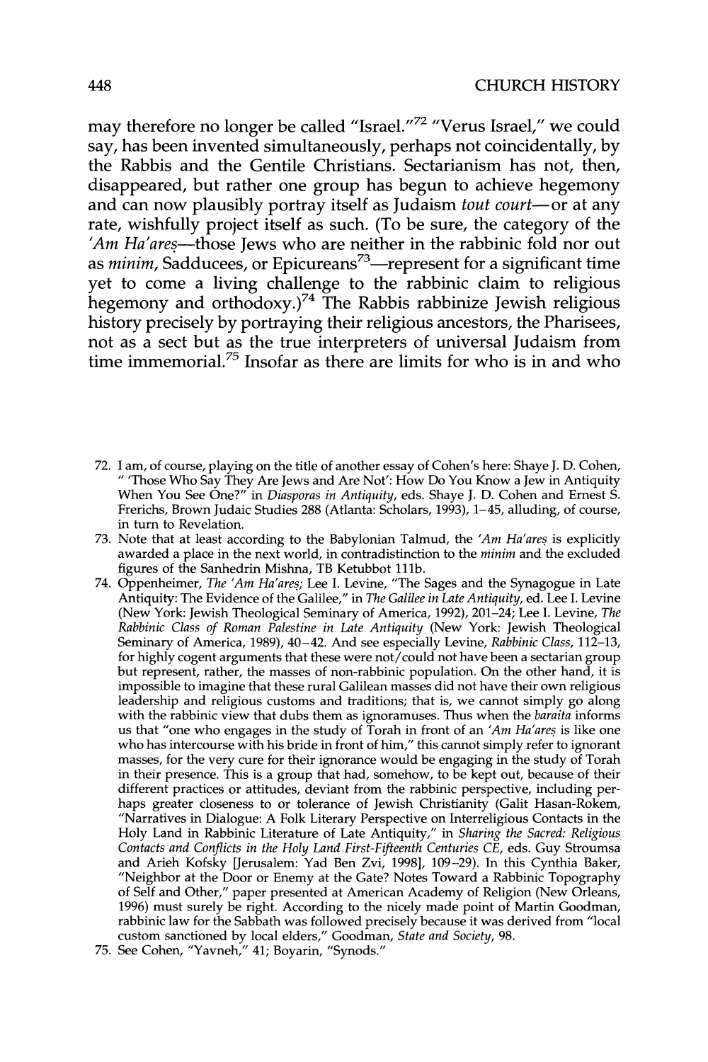may therefore no longer be called "Israel."[72] "Verus Israel," we could say, has been invented simultaneously, perhaps not coincidentally, by the Rabbis and the Gentile Christians. Sectarianism has not, then, disappeared, but rather one group has begun to achieve hegemony and can now plausibly portray itself as Judaism *tout court*—or at any rate, wishfully project itself as such. (To be sure, the category of the *'Am Ha'areṣ*—those Jews who are neither in the rabbinic fold nor out as *minim*, Sadducees, or Epicureans[73]—represent for a significant time yet to come a living challenge to the rabbinic claim to religious hegemony and orthodoxy.)[74] The Rabbis rabbinize Jewish religious history precisely by portraying their religious ancestors, the Pharisees, not as a sect but as the true interpreters of universal Judaism from time immemorial.[75] Insofar as there are limits for who is in and who

72. I am, of course, playing on the title of another essay of Cohen's here: Shaye J. D. Cohen, " 'Those Who Say They Are Jews and Are Not': How Do You Know a Jew in Antiquity When You See One?" in *Diasporas in Antiquity*, eds. Shaye J. D. Cohen and Ernest S. Frerichs, Brown Judaic Studies 288 (Atlanta: Scholars, 1993), 1–45, alluding, of course, in turn to Revelation.

73. Note that at least according to the Babylonian Talmud, the *'Am Ha'areṣ* is explicitly awarded a place in the next world, in contradistinction to the *minim* and the excluded figures of the Sanhedrin Mishna, TB Ketubbot 111b.

74. Oppenheimer, *The 'Am Ha'areṣ*; Lee I. Levine, "The Sages and the Synagogue in Late Antiquity: The Evidence of the Galilee," in *The Galilee in Late Antiquity*, ed. Lee I. Levine (New York: Jewish Theological Seminary of America, 1992), 201–24; Lee I. Levine, *The Rabbinic Class of Roman Palestine in Late Antiquity* (New York: Jewish Theological Seminary of America, 1989), 40–42. And see especially Levine, *Rabbinic Class*, 112–13, for highly cogent arguments that these were not/could not have been a sectarian group but represent, rather, the masses of non-rabbinic population. On the other hand, it is impossible to imagine that these rural Galilean masses did not have their own religious leadership and religious customs and traditions; that is, we cannot simply go along with the rabbinic view that dubs them as ignoramuses. Thus when the *baraita* informs us that "one who engages in the study of Torah in front of an *'Am Ha'areṣ* is like one who has intercourse with his bride in front of him," this cannot simply refer to ignorant masses, for the very cure for their ignorance would be engaging in the study of Torah in their presence. This is a group that had, somehow, to be kept out, because of their different practices or attitudes, deviant from the rabbinic perspective, including perhaps greater closeness to or tolerance of Jewish Christianity (Galit Hasan-Rokem, "Narratives in Dialogue: A Folk Literary Perspective on Interreligious Contacts in the Holy Land in Rabbinic Literature of Late Antiquity," in *Sharing the Sacred: Religious Contacts and Conflicts in the Holy Land First-Fifteenth Centuries CE*, eds. Guy Stroumsa and Arieh Kofsky [Jerusalem: Yad Ben Zvi, 1998], 109–29). In this Cynthia Baker, "Neighbor at the Door or Enemy at the Gate? Notes Toward a Rabbinic Topography of Self and Other," paper presented at American Academy of Religion (New Orleans, 1996) must surely be right. According to the nicely made point of Martin Goodman, rabbinic law for the Sabbath was followed precisely because it was derived from "local custom sanctioned by local elders," Goodman, *State and Society*, 98.

75. See Cohen, "Yavneh," 41; Boyarin, "Synods."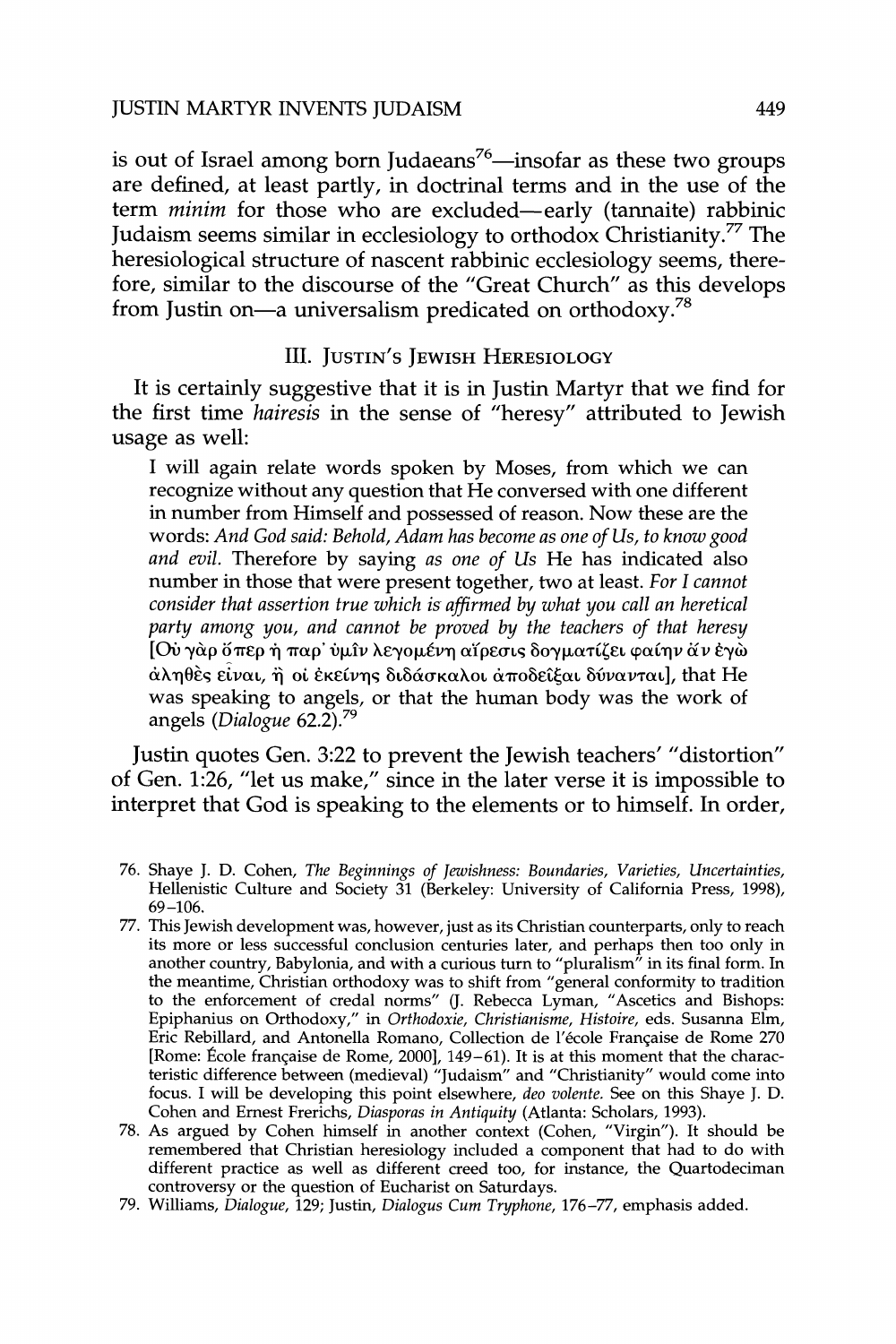is out of Israel among born Judaeans[76]—insofar as these two groups are defined, at least partly, in doctrinal terms and in the use of the term *minim* for those who are excluded—early (tannaite) rabbinic Judaism seems similar in ecclesiology to orthodox Christianity.[77] The heresiological structure of nascent rabbinic ecclesiology seems, therefore, similar to the discourse of the "Great Church" as this develops from Justin on—a universalism predicated on orthodoxy.[78]

## III. Justin's Jewish Heresiology

It is certainly suggestive that it is in Justin Martyr that we find for the first time *hairesis* in the sense of "heresy" attributed to Jewish usage as well:

> I will again relate words spoken by Moses, from which we can recognize without any question that He conversed with one different in number from Himself and possessed of reason. Now these are the words: *And God said: Behold, Adam has become as one of Us, to know good and evil.* Therefore by saying *as one of Us* He has indicated also number in those that were present together, two at least. *For I cannot consider that assertion true which is affirmed by what you call an heretical party among you, and cannot be proved by the teachers of that heresy* [Οὐ γὰρ ὅπερ ἡ παρ᾽ ὑμῖν λεγομένη αἵρεσις δογματίζει φαίην ἄν ἐγὼ ἀληθὲς εἶναι, ἢ οἱ ἐκείνης διδάσκαλοι ἀποδεῖξαι δύνανται], that He was speaking to angels, or that the human body was the work of angels (*Dialogue* 62.2).[79]

Justin quotes Gen. 3:22 to prevent the Jewish teachers' "distortion" of Gen. 1:26, "let us make," since in the later verse it is impossible to interpret that God is speaking to the elements or to himself. In order,

76. Shaye J. D. Cohen, *The Beginnings of Jewishness: Boundaries, Varieties, Uncertainties*, Hellenistic Culture and Society 31 (Berkeley: University of California Press, 1998), 69–106.

77. This Jewish development was, however, just as its Christian counterparts, only to reach its more or less successful conclusion centuries later, and perhaps then too only in another country, Babylonia, and with a curious turn to "pluralism" in its final form. In the meantime, Christian orthodoxy was to shift from "general conformity to tradition to the enforcement of credal norms" (J. Rebecca Lyman, "Ascetics and Bishops: Epiphanius on Orthodoxy," in *Orthodoxie, Christianisme, Histoire*, eds. Susanna Elm, Eric Rebillard, and Antonella Romano, Collection de l'école Française de Rome 270 [Rome: École française de Rome, 2000], 149–61). It is at this moment that the characteristic difference between (medieval) "Judaism" and "Christianity" would come into focus. I will be developing this point elsewhere, *deo volente*. See on this Shaye J. D. Cohen and Ernest Frerichs, *Diasporas in Antiquity* (Atlanta: Scholars, 1993).

78. As argued by Cohen himself in another context (Cohen, "Virgin"). It should be remembered that Christian heresiology included a component that had to do with different practice as well as different creed too, for instance, the Quartodeciman controversy or the question of Eucharist on Saturdays.

79. Williams, *Dialogue*, 129; Justin, *Dialogus Cum Tryphone*, 176–77, emphasis added.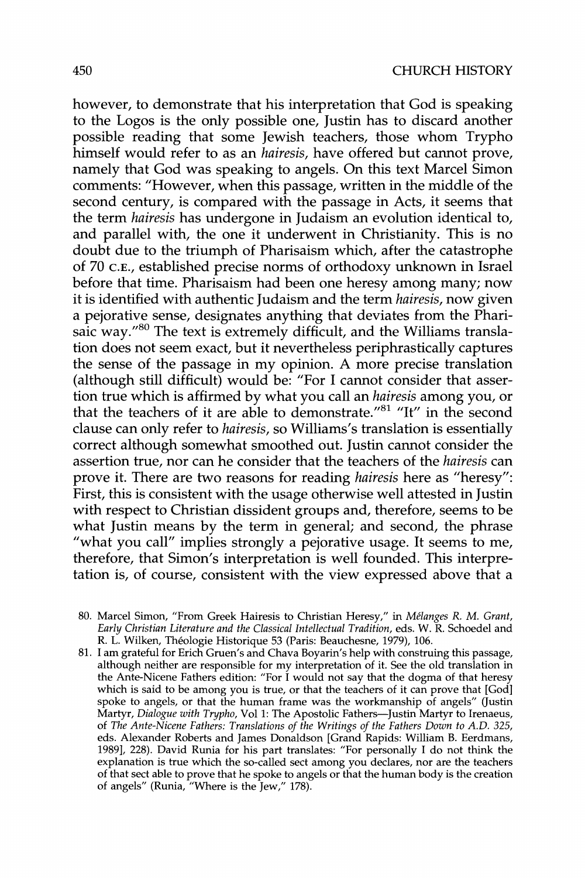however, to demonstrate that his interpretation that God is speaking to the Logos is the only possible one, Justin has to discard another possible reading that some Jewish teachers, those whom Trypho himself would refer to as an *hairesis*, have offered but cannot prove, namely that God was speaking to angels. On this text Marcel Simon comments: "However, when this passage, written in the middle of the second century, is compared with the passage in Acts, it seems that the term *hairesis* has undergone in Judaism an evolution identical to, and parallel with, the one it underwent in Christianity. This is no doubt due to the triumph of Pharisaism which, after the catastrophe of 70 C.E., established precise norms of orthodoxy unknown in Israel before that time. Pharisaism had been one heresy among many; now it is identified with authentic Judaism and the term *hairesis*, now given a pejorative sense, designates anything that deviates from the Pharisaic way."[80] The text is extremely difficult, and the Williams translation does not seem exact, but it nevertheless periphrastically captures the sense of the passage in my opinion. A more precise translation (although still difficult) would be: "For I cannot consider that assertion true which is affirmed by what you call an *hairesis* among you, or that the teachers of it are able to demonstrate."[81] "It" in the second clause can only refer to *hairesis*, so Williams's translation is essentially correct although somewhat smoothed out. Justin cannot consider the assertion true, nor can he consider that the teachers of the *hairesis* can prove it. There are two reasons for reading *hairesis* here as "heresy": First, this is consistent with the usage otherwise well attested in Justin with respect to Christian dissident groups and, therefore, seems to be what Justin means by the term in general; and second, the phrase "what you call" implies strongly a pejorative usage. It seems to me, therefore, that Simon's interpretation is well founded. This interpretation is, of course, consistent with the view expressed above that a

80. Marcel Simon, "From Greek Hairesis to Christian Heresy," in *Mélanges R. M. Grant, Early Christian Literature and the Classical Intellectual Tradition*, eds. W. R. Schoedel and R. L. Wilken, Théologie Historique 53 (Paris: Beauchesne, 1979), 106.

81. I am grateful for Erich Gruen's and Chava Boyarin's help with construing this passage, although neither are responsible for my interpretation of it. See the old translation in the Ante-Nicene Fathers edition: "For I would not say that the dogma of that heresy which is said to be among you is true, or that the teachers of it can prove that [God] spoke to angels, or that the human frame was the workmanship of angels" (Justin Martyr, *Dialogue with Trypho*, Vol 1: The Apostolic Fathers—Justin Martyr to Irenaeus, of *The Ante-Nicene Fathers: Translations of the Writings of the Fathers Down to A.D. 325*, eds. Alexander Roberts and James Donaldson [Grand Rapids: William B. Eerdmans, 1989], 228). David Runia for his part translates: "For personally I do not think the explanation is true which the so-called sect among you declares, nor are the teachers of that sect able to prove that he spoke to angels or that the human body is the creation of angels" (Runia, "Where is the Jew," 178).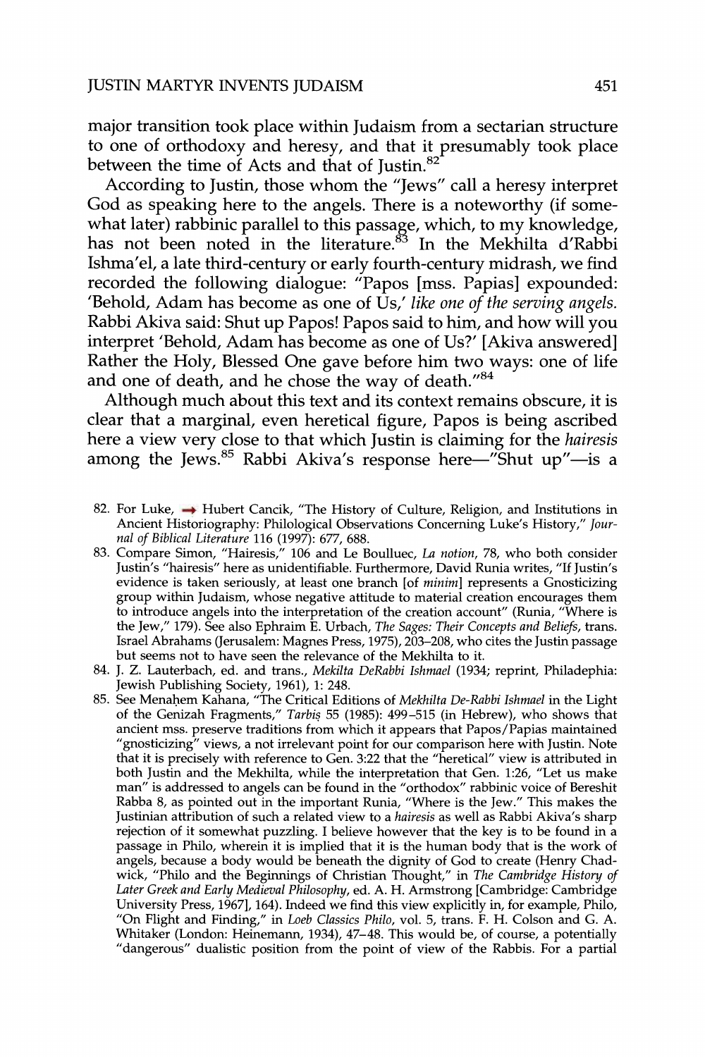major transition took place within Judaism from a sectarian structure to one of orthodoxy and heresy, and that it presumably took place between the time of Acts and that of Justin.[82]

According to Justin, those whom the "Jews" call a heresy interpret God as speaking here to the angels. There is a noteworthy (if somewhat later) rabbinic parallel to this passage, which, to my knowledge, has not been noted in the literature.[83] In the Mekhilta d'Rabbi Ishma'el, a late third-century or early fourth-century midrash, we find recorded the following dialogue: "Papos [mss. Papias] expounded: 'Behold, Adam has become as one of Us,' *like one of the serving angels.* Rabbi Akiva said: Shut up Papos! Papos said to him, and how will you interpret 'Behold, Adam has become as one of Us?' [Akiva answered] Rather the Holy, Blessed One gave before him two ways: one of life and one of death, and he chose the way of death."[84]

Although much about this text and its context remains obscure, it is clear that a marginal, even heretical figure, Papos is being ascribed here a view very close to that which Justin is claiming for the *hairesis* among the Jews.[85] Rabbi Akiva's response here—"Shut up"—is a

82. For Luke, → Hubert Cancik, "The History of Culture, Religion, and Institutions in Ancient Historiography: Philological Observations Concerning Luke's History," *Journal of Biblical Literature* 116 (1997): 677, 688.

83. Compare Simon, "Hairesis," 106 and Le Boulluec, *La notion*, 78, who both consider Justin's "hairesis" here as unidentifiable. Furthermore, David Runia writes, "If Justin's evidence is taken seriously, at least one branch [of *minim*] represents a Gnosticizing group within Judaism, whose negative attitude to material creation encourages them to introduce angels into the interpretation of the creation account" (Runia, "Where is the Jew," 179). See also Ephraim E. Urbach, *The Sages: Their Concepts and Beliefs*, trans. Israel Abrahams (Jerusalem: Magnes Press, 1975), 203–208, who cites the Justin passage but seems not to have seen the relevance of the Mekhilta to it.

84. J. Z. Lauterbach, ed. and trans., *Mekilta DeRabbi Ishmael* (1934; reprint, Philadephia: Jewish Publishing Society, 1961), 1: 248.

85. See Menaḥem Kahana, "The Critical Editions of *Mekhilta De-Rabbi Ishmael* in the Light of the Genizah Fragments," *Tarbiṣ* 55 (1985): 499–515 (in Hebrew), who shows that ancient mss. preserve traditions from which it appears that Papos/Papias maintained "gnosticizing" views, a not irrelevant point for our comparison here with Justin. Note that it is precisely with reference to Gen. 3:22 that the "heretical" view is attributed in both Justin and the Mekhilta, while the interpretation that Gen. 1:26, "Let us make man" is addressed to angels can be found in the "orthodox" rabbinic voice of Bereshit Rabba 8, as pointed out in the important Runia, "Where is the Jew." This makes the Justinian attribution of such a related view to a *hairesis* as well as Rabbi Akiva's sharp rejection of it somewhat puzzling. I believe however that the key is to be found in a passage in Philo, wherein it is implied that it is the human body that is the work of angels, because a body would be beneath the dignity of God to create (Henry Chadwick, "Philo and the Beginnings of Christian Thought," in *The Cambridge History of Later Greek and Early Medieval Philosophy*, ed. A. H. Armstrong [Cambridge: Cambridge University Press, 1967], 164). Indeed we find this view explicitly in, for example, Philo, "On Flight and Finding," in *Loeb Classics Philo*, vol. 5, trans. F. H. Colson and G. A. Whitaker (London: Heinemann, 1934), 47–48. This would be, of course, a potentially "dangerous" dualistic position from the point of view of the Rabbis. For a partial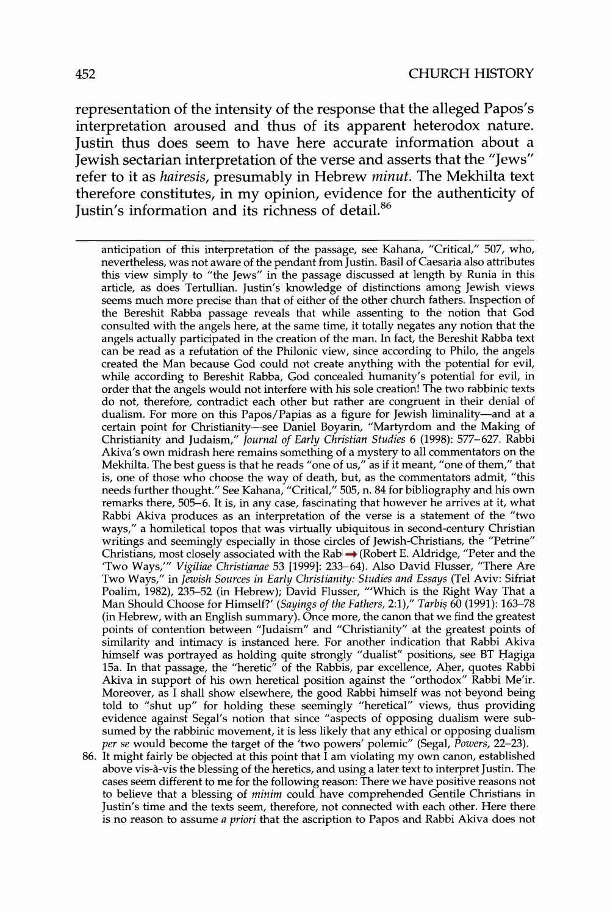representation of the intensity of the response that the alleged Papos's interpretation aroused and thus of its apparent heterodox nature. Justin thus does seem to have here accurate information about a Jewish sectarian interpretation of the verse and asserts that the "Jews" refer to it as *hairesis*, presumably in Hebrew *minut.* The Mekhilta text therefore constitutes, in my opinion, evidence for the authenticity of Justin's information and its richness of detail.[86]

---

anticipation of this interpretation of the passage, see Kahana, "Critical," 507, who, nevertheless, was not aware of the pendant from Justin. Basil of Caesaria also attributes this view simply to "the Jews" in the passage discussed at length by Runia in this article, as does Tertullian. Justin's knowledge of distinctions among Jewish views seems much more precise than that of either of the other church fathers. Inspection of the Bereshit Rabba passage reveals that while assenting to the notion that God consulted with the angels here, at the same time, it totally negates any notion that the angels actually participated in the creation of the man. In fact, the Bereshit Rabba text can be read as a refutation of the Philonic view, since according to Philo, the angels created the Man because God could not create anything with the potential for evil, while according to Bereshit Rabba, God concealed humanity's potential for evil, in order that the angels would not interfere with his sole creation! The two rabbinic texts do not, therefore, contradict each other but rather are congruent in their denial of dualism. For more on this Papos/Papias as a figure for Jewish liminality—and at a certain point for Christianity—see Daniel Boyarin, "Martyrdom and the Making of Christianity and Judaism," *Journal of Early Christian Studies* 6 (1998): 577–627. Rabbi Akiva's own midrash here remains something of a mystery to all commentators on the Mekhilta. The best guess is that he reads "one of us," as if it meant, "one of them," that is, one of those who choose the way of death, but, as the commentators admit, "this needs further thought." See Kahana, "Critical," 505, n. 84 for bibliography and his own remarks there, 505–6. It is, in any case, fascinating that however he arrives at it, what Rabbi Akiva produces as an interpretation of the verse is a statement of the "two ways," a homiletical topos that was virtually ubiquitous in second-century Christian writings and seemingly especially in those circles of Jewish-Christians, the "Petrine" Christians, most closely associated with the Rab (Robert E. Aldridge, "Peter and the 'Two Ways,'" *Vigiliae Christianae* 53 [1999]: 233–64). Also David Flusser, "There Are Two Ways," in *Jewish Sources in Early Christianity: Studies and Essays* (Tel Aviv: Sifriat Poalim, 1982), 235–52 (in Hebrew); David Flusser, "'Which is the Right Way That a Man Should Choose for Himself?' (*Sayings of the Fathers,* 2:1)," *Tarbiṣ* 60 (1991): 163–78 (in Hebrew, with an English summary). Once more, the canon that we find the greatest points of contention between "Judaism" and "Christianity" at the greatest points of similarity and intimacy is instanced here. For another indication that Rabbi Akiva himself was portrayed as holding quite strongly "dualist" positions, see BT Ḥagiga 15a. In that passage, the "heretic" of the Rabbis, par excellence, Aḥer, quotes Rabbi Akiva in support of his own heretical position against the "orthodox" Rabbi Me'ir. Moreover, as I shall show elsewhere, the good Rabbi himself was not beyond being told to "shut up" for holding these seemingly "heretical" views, thus providing evidence against Segal's notion that since "aspects of opposing dualism were subsumed by the rabbinic movement, it is less likely that any ethical or opposing dualism *per se* would become the target of the 'two powers' polemic" (Segal, *Powers,* 22–23).

86. It might fairly be objected at this point that I am violating my own canon, established above vis-à-vis the blessing of the heretics, and using a later text to interpret Justin. The cases seem different to me for the following reason: There we have positive reasons not to believe that a blessing of *minim* could have comprehended Gentile Christians in Justin's time and the texts seem, therefore, not connected with each other. Here there is no reason to assume *a priori* that the ascription to Papos and Rabbi Akiva does not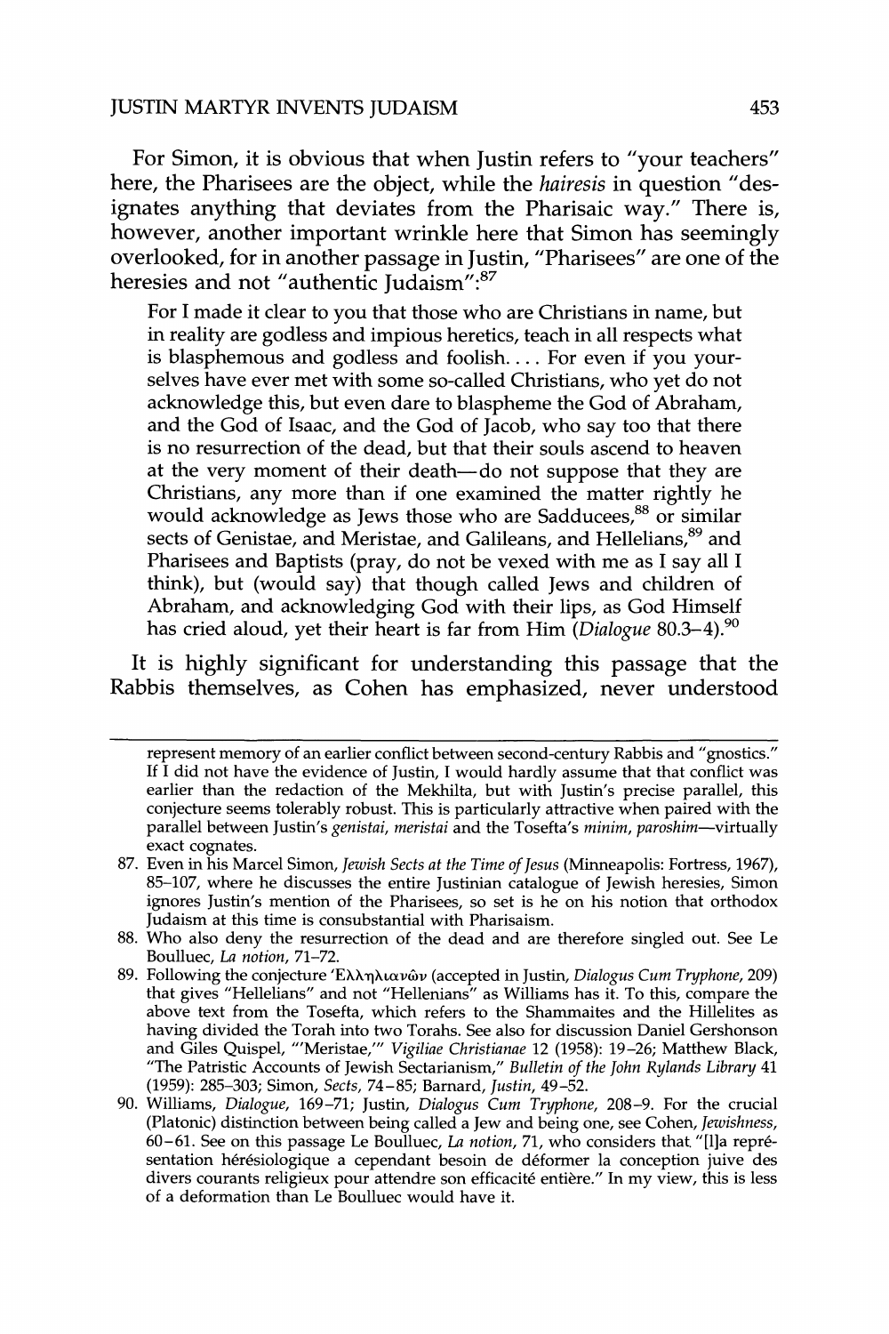For Simon, it is obvious that when Justin refers to "your teachers" here, the Pharisees are the object, while the *hairesis* in question "designates anything that deviates from the Pharisaic way." There is, however, another important wrinkle here that Simon has seemingly overlooked, for in another passage in Justin, "Pharisees" are one of the heresies and not "authentic Judaism":[87]

> For I made it clear to you that those who are Christians in name, but in reality are godless and impious heretics, teach in all respects what is blasphemous and godless and foolish. . . . For even if you yourselves have ever met with some so-called Christians, who yet do not acknowledge this, but even dare to blaspheme the God of Abraham, and the God of Isaac, and the God of Jacob, who say too that there is no resurrection of the dead, but that their souls ascend to heaven at the very moment of their death—do not suppose that they are Christians, any more than if one examined the matter rightly he would acknowledge as Jews those who are Sadducees,[88] or similar sects of Genistae, and Meristae, and Galileans, and Hellelians,[89] and Pharisees and Baptists (pray, do not be vexed with me as I say all I think), but (would say) that though called Jews and children of Abraham, and acknowledging God with their lips, as God Himself has cried aloud, yet their heart is far from Him (*Dialogue* 80.3–4).[90]

It is highly significant for understanding this passage that the Rabbis themselves, as Cohen has emphasized, never understood

---

represent memory of an earlier conflict between second-century Rabbis and "gnostics." If I did not have the evidence of Justin, I would hardly assume that that conflict was earlier than the redaction of the Mekhilta, but with Justin's precise parallel, this conjecture seems tolerably robust. This is particularly attractive when paired with the parallel between Justin's *genistai, meristai* and the Tosefta's *minim, paroshim*—virtually exact cognates.

87. Even in his Marcel Simon, *Jewish Sects at the Time of Jesus* (Minneapolis: Fortress, 1967), 85–107, where he discusses the entire Justinian catalogue of Jewish heresies, Simon ignores Justin's mention of the Pharisees, so set is he on his notion that orthodox Judaism at this time is consubstantial with Pharisaism.

88. Who also deny the resurrection of the dead and are therefore singled out. See Le Boulluec, *La notion*, 71–72.

89. Following the conjecture Ἑλληλιανῶν (accepted in Justin, *Dialogus Cum Tryphone*, 209) that gives "Hellelians" and not "Hellenians" as Williams has it. To this, compare the above text from the Tosefta, which refers to the Shammaites and the Hillelites as having divided the Torah into two Torahs. See also for discussion Daniel Gershonson and Giles Quispel, "'Meristae,'" *Vigiliae Christianae* 12 (1958): 19–26; Matthew Black, "The Patristic Accounts of Jewish Sectarianism," *Bulletin of the John Rylands Library* 41 (1959): 285–303; Simon, *Sects*, 74–85; Barnard, *Justin*, 49–52.

90. Williams, *Dialogue*, 169–71; Justin, *Dialogus Cum Tryphone*, 208–9. For the crucial (Platonic) distinction between being called a Jew and being one, see Cohen, *Jewishness*, 60–61. See on this passage Le Boulluec, *La notion*, 71, who considers that "[l]a représentation hérésiologique a cependant besoin de déformer la conception juive des divers courants religieux pour attendre son efficacité entière." In my view, this is less of a deformation than Le Boulluec would have it.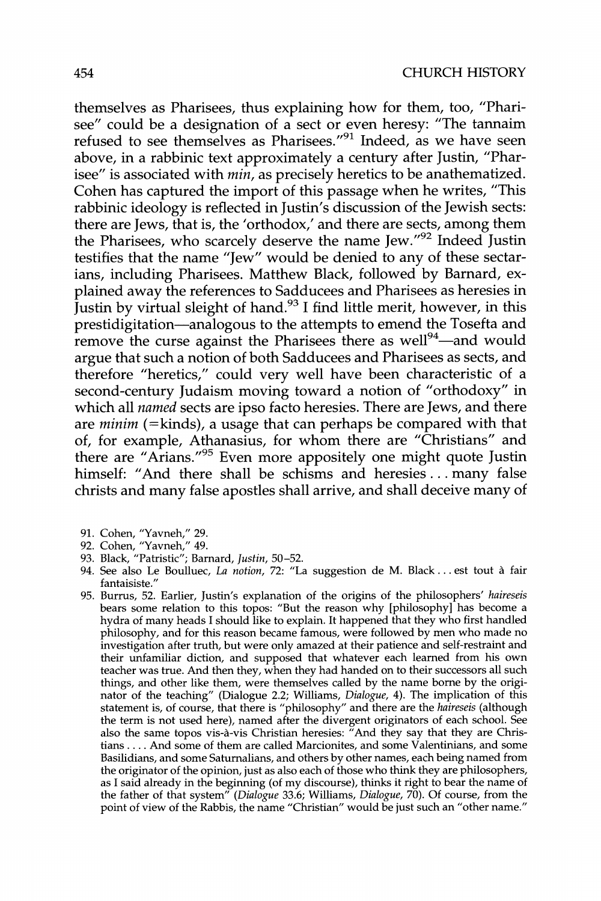themselves as Pharisees, thus explaining how for them, too, "Pharisee" could be a designation of a sect or even heresy: "The tannaim refused to see themselves as Pharisees."[91] Indeed, as we have seen above, in a rabbinic text approximately a century after Justin, "Pharisee" is associated with *min*, as precisely heretics to be anathematized. Cohen has captured the import of this passage when he writes, "This rabbinic ideology is reflected in Justin's discussion of the Jewish sects: there are Jews, that is, the 'orthodox,' and there are sects, among them the Pharisees, who scarcely deserve the name Jew."[92] Indeed Justin testifies that the name "Jew" would be denied to any of these sectarians, including Pharisees. Matthew Black, followed by Barnard, explained away the references to Sadducees and Pharisees as heresies in Justin by virtual sleight of hand.[93] I find little merit, however, in this prestidigitation—analogous to the attempts to emend the Tosefta and remove the curse against the Pharisees there as well[94]—and would argue that such a notion of both Sadducees and Pharisees as sects, and therefore "heretics," could very well have been characteristic of a second-century Judaism moving toward a notion of "orthodoxy" in which all *named* sects are ipso facto heresies. There are Jews, and there are *minim* (=kinds), a usage that can perhaps be compared with that of, for example, Athanasius, for whom there are "Christians" and there are "Arians."[95] Even more appositely one might quote Justin himself: "And there shall be schisms and heresies . . . many false christs and many false apostles shall arrive, and shall deceive many of

91. Cohen, "Yavneh," 29.
92. Cohen, "Yavneh," 49.
93. Black, "Patristic"; Barnard, *Justin*, 50–52.
94. See also Le Boulluec, *La notion*, 72: "La suggestion de M. Black . . . est tout à fair fantaisiste."
95. Burrus, 52. Earlier, Justin's explanation of the origins of the philosophers' *haireseis* bears some relation to this topos: "But the reason why [philosophy] has become a hydra of many heads I should like to explain. It happened that they who first handled philosophy, and for this reason became famous, were followed by men who made no investigation after truth, but were only amazed at their patience and self-restraint and their unfamiliar diction, and supposed that whatever each learned from his own teacher was true. And then they, when they had handed on to their successors all such things, and other like them, were themselves called by the name borne by the originator of the teaching" (Dialogue 2.2; Williams, *Dialogue*, 4). The implication of this statement is, of course, that there is "philosophy" and there are the *haireseis* (although the term is not used here), named after the divergent originators of each school. See also the same topos vis-à-vis Christian heresies: "And they say that they are Christians . . . . And some of them are called Marcionites, and some Valentinians, and some Basilidians, and some Saturnalians, and others by other names, each being named from the originator of the opinion, just as also each of those who think they are philosophers, as I said already in the beginning (of my discourse), thinks it right to bear the name of the father of that system" (*Dialogue* 33.6; Williams, *Dialogue*, 70). Of course, from the point of view of the Rabbis, the name "Christian" would be just such an "other name."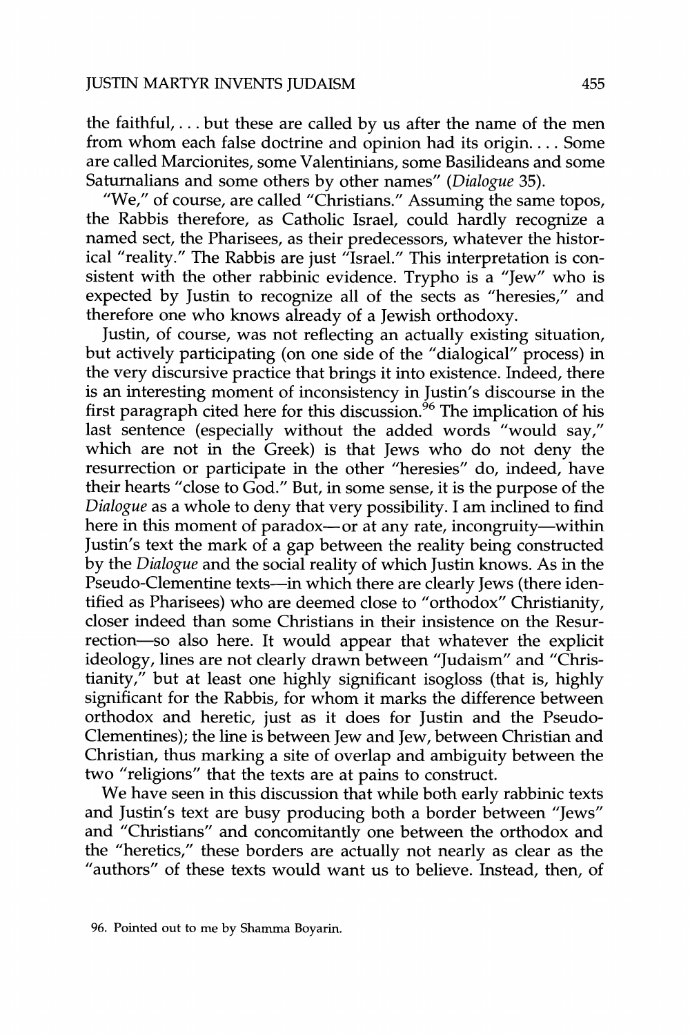the faithful, . . . but these are called by us after the name of the men from whom each false doctrine and opinion had its origin. . . . Some are called Marcionites, some Valentinians, some Basilideans and some Saturnalians and some others by other names" (*Dialogue* 35).

"We," of course, are called "Christians." Assuming the same topos, the Rabbis therefore, as Catholic Israel, could hardly recognize a named sect, the Pharisees, as their predecessors, whatever the historical "reality." The Rabbis are just "Israel." This interpretation is consistent with the other rabbinic evidence. Trypho is a "Jew" who is expected by Justin to recognize all of the sects as "heresies," and therefore one who knows already of a Jewish orthodoxy.

Justin, of course, was not reflecting an actually existing situation, but actively participating (on one side of the "dialogical" process) in the very discursive practice that brings it into existence. Indeed, there is an interesting moment of inconsistency in Justin's discourse in the first paragraph cited here for this discussion.[96] The implication of his last sentence (especially without the added words "would say," which are not in the Greek) is that Jews who do not deny the resurrection or participate in the other "heresies" do, indeed, have their hearts "close to God." But, in some sense, it is the purpose of the *Dialogue* as a whole to deny that very possibility. I am inclined to find here in this moment of paradox—or at any rate, incongruity—within Justin's text the mark of a gap between the reality being constructed by the *Dialogue* and the social reality of which Justin knows. As in the Pseudo-Clementine texts—in which there are clearly Jews (there identified as Pharisees) who are deemed close to "orthodox" Christianity, closer indeed than some Christians in their insistence on the Resurrection—so also here. It would appear that whatever the explicit ideology, lines are not clearly drawn between "Judaism" and "Christianity," but at least one highly significant isogloss (that is, highly significant for the Rabbis, for whom it marks the difference between orthodox and heretic, just as it does for Justin and the Pseudo-Clementines); the line is between Jew and Jew, between Christian and Christian, thus marking a site of overlap and ambiguity between the two "religions" that the texts are at pains to construct.

We have seen in this discussion that while both early rabbinic texts and Justin's text are busy producing both a border between "Jews" and "Christians" and concomitantly one between the orthodox and the "heretics," these borders are actually not nearly as clear as the "authors" of these texts would want us to believe. Instead, then, of

96. Pointed out to me by Shamma Boyarin.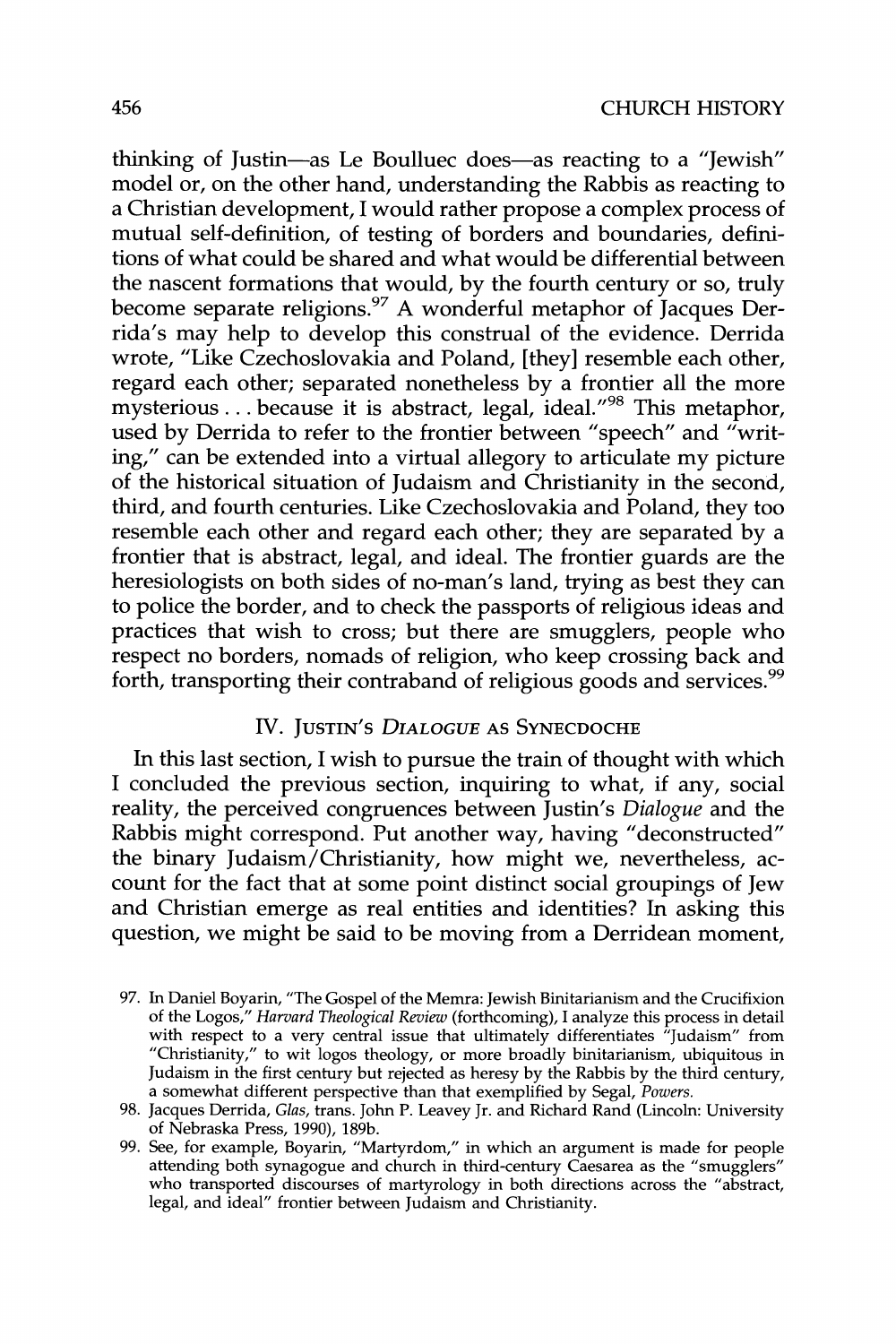thinking of Justin—as Le Boulluec does—as reacting to a "Jewish" model or, on the other hand, understanding the Rabbis as reacting to a Christian development, I would rather propose a complex process of mutual self-definition, of testing of borders and boundaries, definitions of what could be shared and what would be differential between the nascent formations that would, by the fourth century or so, truly become separate religions.[97] A wonderful metaphor of Jacques Derrida's may help to develop this construal of the evidence. Derrida wrote, "Like Czechoslovakia and Poland, [they] resemble each other, regard each other; separated nonetheless by a frontier all the more mysterious . . . because it is abstract, legal, ideal."[98] This metaphor, used by Derrida to refer to the frontier between "speech" and "writing," can be extended into a virtual allegory to articulate my picture of the historical situation of Judaism and Christianity in the second, third, and fourth centuries. Like Czechoslovakia and Poland, they too resemble each other and regard each other; they are separated by a frontier that is abstract, legal, and ideal. The frontier guards are the heresiologists on both sides of no-man's land, trying as best they can to police the border, and to check the passports of religious ideas and practices that wish to cross; but there are smugglers, people who respect no borders, nomads of religion, who keep crossing back and forth, transporting their contraband of religious goods and services.[99]

## IV. Justin's *Dialogue* as Synecdoche

In this last section, I wish to pursue the train of thought with which I concluded the previous section, inquiring to what, if any, social reality, the perceived congruences between Justin's *Dialogue* and the Rabbis might correspond. Put another way, having "deconstructed" the binary Judaism/Christianity, how might we, nevertheless, account for the fact that at some point distinct social groupings of Jew and Christian emerge as real entities and identities? In asking this question, we might be said to be moving from a Derridean moment,

97. In Daniel Boyarin, "The Gospel of the Memra: Jewish Binitarianism and the Crucifixion of the Logos," *Harvard Theological Review* (forthcoming), I analyze this process in detail with respect to a very central issue that ultimately differentiates "Judaism" from "Christianity," to wit logos theology, or more broadly binitarianism, ubiquitous in Judaism in the first century but rejected as heresy by the Rabbis by the third century, a somewhat different perspective than that exemplified by Segal, *Powers*.

98. Jacques Derrida, *Glas*, trans. John P. Leavey Jr. and Richard Rand (Lincoln: University of Nebraska Press, 1990), 189b.

99. See, for example, Boyarin, "Martyrdom," in which an argument is made for people attending both synagogue and church in third-century Caesarea as the "smugglers" who transported discourses of martyrology in both directions across the "abstract, legal, and ideal" frontier between Judaism and Christianity.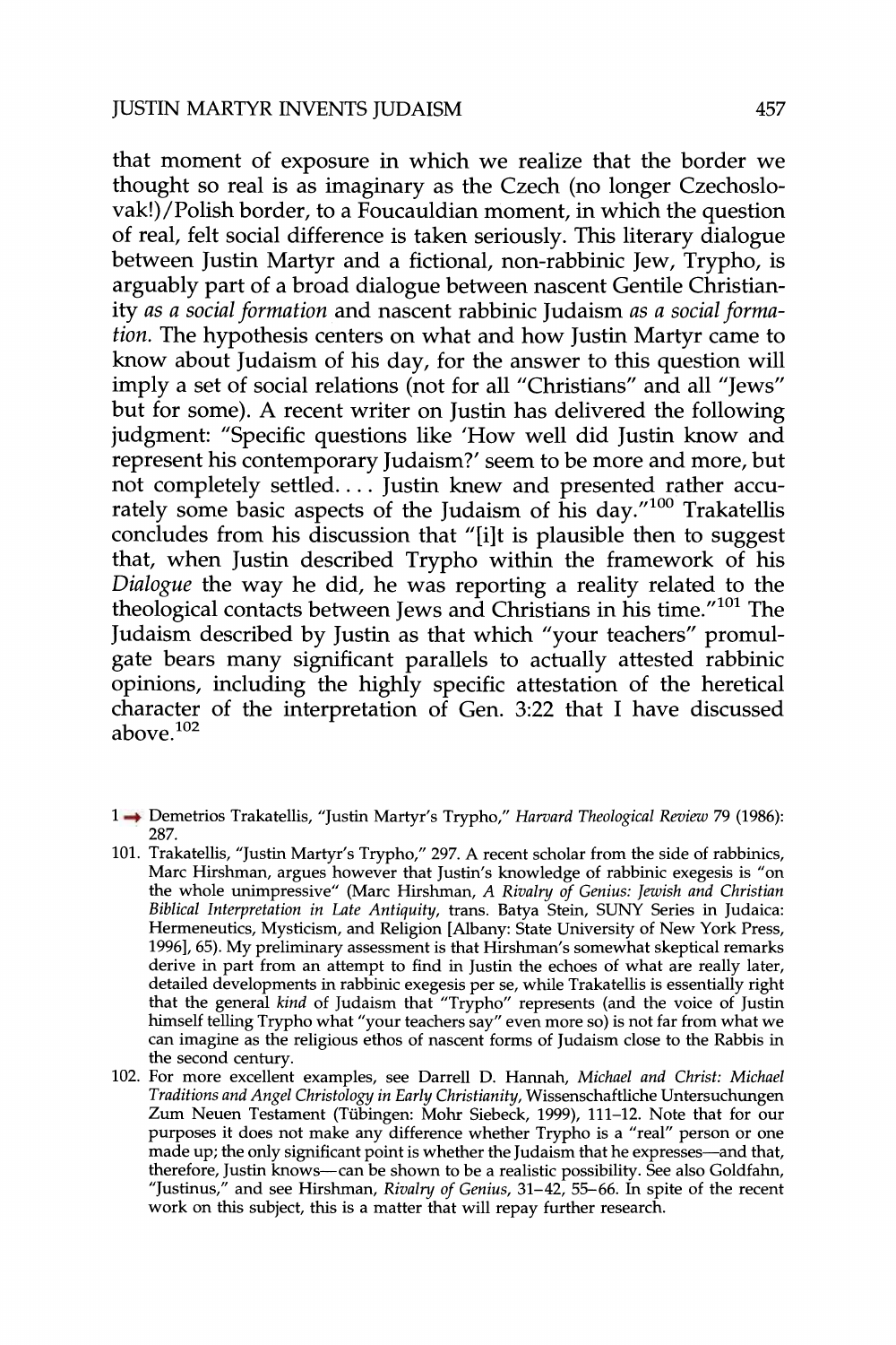that moment of exposure in which we realize that the border we thought so real is as imaginary as the Czech (no longer Czechoslovak!)/Polish border, to a Foucauldian moment, in which the question of real, felt social difference is taken seriously. This literary dialogue between Justin Martyr and a fictional, non-rabbinic Jew, Trypho, is arguably part of a broad dialogue between nascent Gentile Christianity *as a social formation* and nascent rabbinic Judaism *as a social formation.* The hypothesis centers on what and how Justin Martyr came to know about Judaism of his day, for the answer to this question will imply a set of social relations (not for all "Christians" and all "Jews" but for some). A recent writer on Justin has delivered the following judgment: "Specific questions like 'How well did Justin know and represent his contemporary Judaism?' seem to be more and more, but not completely settled. . . . Justin knew and presented rather accurately some basic aspects of the Judaism of his day."[100] Trakatellis concludes from his discussion that "[i]t is plausible then to suggest that, when Justin described Trypho within the framework of his *Dialogue* the way he did, he was reporting a reality related to the theological contacts between Jews and Christians in his time."[101] The Judaism described by Justin as that which "your teachers" promulgate bears many significant parallels to actually attested rabbinic opinions, including the highly specific attestation of the heretical character of the interpretation of Gen. 3:22 that I have discussed above.[102]

100. Demetrios Trakatellis, "Justin Martyr's Trypho," *Harvard Theological Review* 79 (1986): 287.

101. Trakatellis, "Justin Martyr's Trypho," 297. A recent scholar from the side of rabbinics, Marc Hirshman, argues however that Justin's knowledge of rabbinic exegesis is "on the whole unimpressive" (Marc Hirshman, *A Rivalry of Genius: Jewish and Christian Biblical Interpretation in Late Antiquity*, trans. Batya Stein, SUNY Series in Judaica: Hermeneutics, Mysticism, and Religion [Albany: State University of New York Press, 1996], 65). My preliminary assessment is that Hirshman's somewhat skeptical remarks derive in part from an attempt to find in Justin the echoes of what are really later, detailed developments in rabbinic exegesis per se, while Trakatellis is essentially right that the general *kind* of Judaism that "Trypho" represents (and the voice of Justin himself telling Trypho what "your teachers say" even more so) is not far from what we can imagine as the religious ethos of nascent forms of Judaism close to the Rabbis in the second century.

102. For more excellent examples, see Darrell D. Hannah, *Michael and Christ: Michael Traditions and Angel Christology in Early Christianity*, Wissenschaftliche Untersuchungen Zum Neuen Testament (Tübingen: Mohr Siebeck, 1999), 111–12. Note that for our purposes it does not make any difference whether Trypho is a "real" person or one made up; the only significant point is whether the Judaism that he expresses—and that, therefore, Justin knows—can be shown to be a realistic possibility. See also Goldfahn, "Justinus," and see Hirshman, *Rivalry of Genius*, 31–42, 55–66. In spite of the recent work on this subject, this is a matter that will repay further research.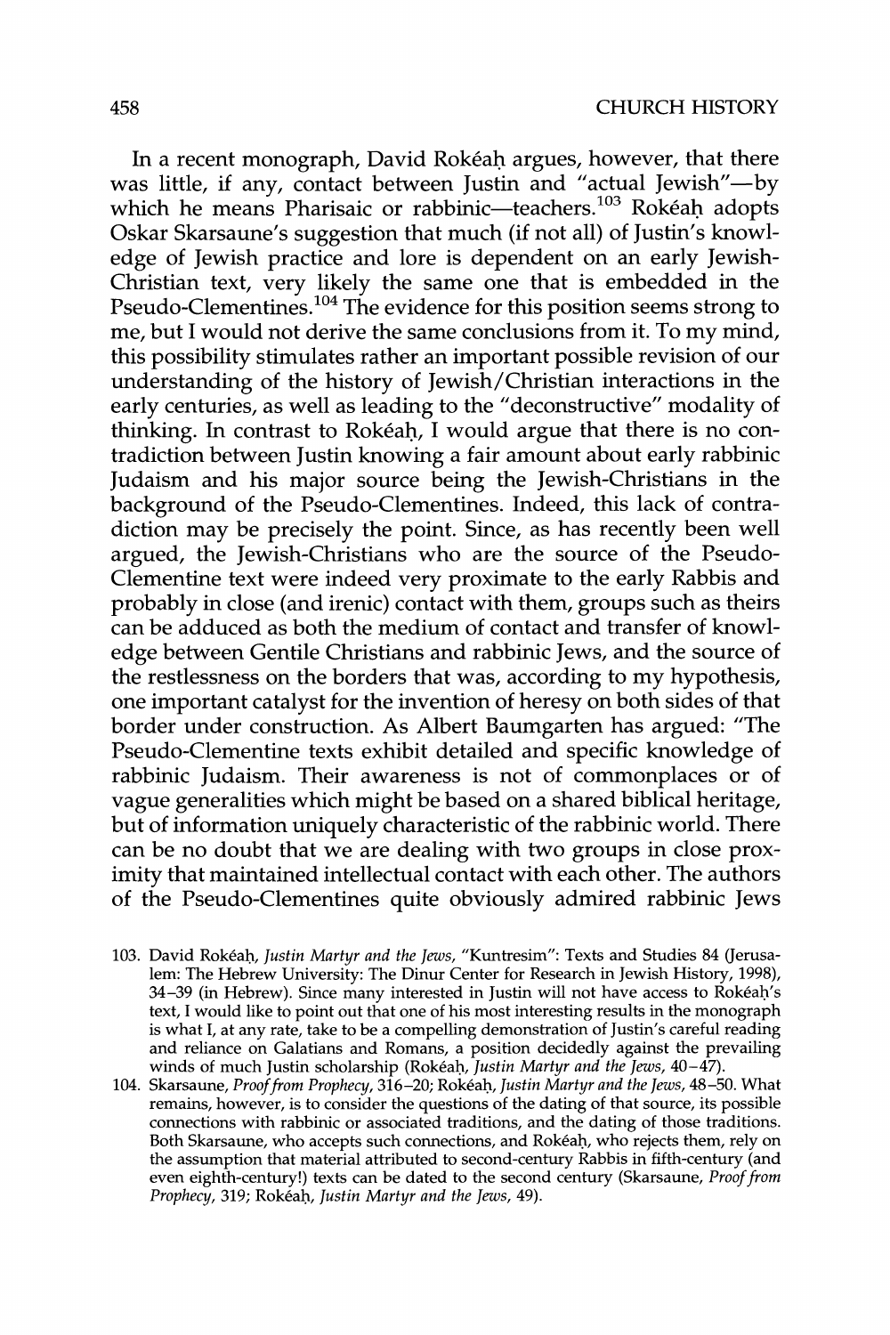In a recent monograph, David Rokéaḥ argues, however, that there was little, if any, contact between Justin and "actual Jewish"—by which he means Pharisaic or rabbinic—teachers.[103] Rokéaḥ adopts Oskar Skarsaune's suggestion that much (if not all) of Justin's knowledge of Jewish practice and lore is dependent on an early Jewish-Christian text, very likely the same one that is embedded in the Pseudo-Clementines.[104] The evidence for this position seems strong to me, but I would not derive the same conclusions from it. To my mind, this possibility stimulates rather an important possible revision of our understanding of the history of Jewish/Christian interactions in the early centuries, as well as leading to the "deconstructive" modality of thinking. In contrast to Rokéaḥ, I would argue that there is no contradiction between Justin knowing a fair amount about early rabbinic Judaism and his major source being the Jewish-Christians in the background of the Pseudo-Clementines. Indeed, this lack of contradiction may be precisely the point. Since, as has recently been well argued, the Jewish-Christians who are the source of the Pseudo-Clementine text were indeed very proximate to the early Rabbis and probably in close (and irenic) contact with them, groups such as theirs can be adduced as both the medium of contact and transfer of knowledge between Gentile Christians and rabbinic Jews, and the source of the restlessness on the borders that was, according to my hypothesis, one important catalyst for the invention of heresy on both sides of that border under construction. As Albert Baumgarten has argued: "The Pseudo-Clementine texts exhibit detailed and specific knowledge of rabbinic Judaism. Their awareness is not of commonplaces or of vague generalities which might be based on a shared biblical heritage, but of information uniquely characteristic of the rabbinic world. There can be no doubt that we are dealing with two groups in close proximity that maintained intellectual contact with each other. The authors of the Pseudo-Clementines quite obviously admired rabbinic Jews

103. David Rokéaḥ, *Justin Martyr and the Jews*, "Kuntresim": Texts and Studies 84 (Jerusalem: The Hebrew University: The Dinur Center for Research in Jewish History, 1998), 34–39 (in Hebrew). Since many interested in Justin will not have access to Rokéaḥ's text, I would like to point out that one of his most interesting results in the monograph is what I, at any rate, take to be a compelling demonstration of Justin's careful reading and reliance on Galatians and Romans, a position decidedly against the prevailing winds of much Justin scholarship (Rokéaḥ, *Justin Martyr and the Jews*, 40–47).

104. Skarsaune, *Proof from Prophecy*, 316–20; Rokéaḥ, *Justin Martyr and the Jews*, 48–50. What remains, however, is to consider the questions of the dating of that source, its possible connections with rabbinic or associated traditions, and the dating of those traditions. Both Skarsaune, who accepts such connections, and Rokéaḥ, who rejects them, rely on the assumption that material attributed to second-century Rabbis in fifth-century (and even eighth-century!) texts can be dated to the second century (Skarsaune, *Proof from Prophecy*, 319; Rokéaḥ, *Justin Martyr and the Jews*, 49).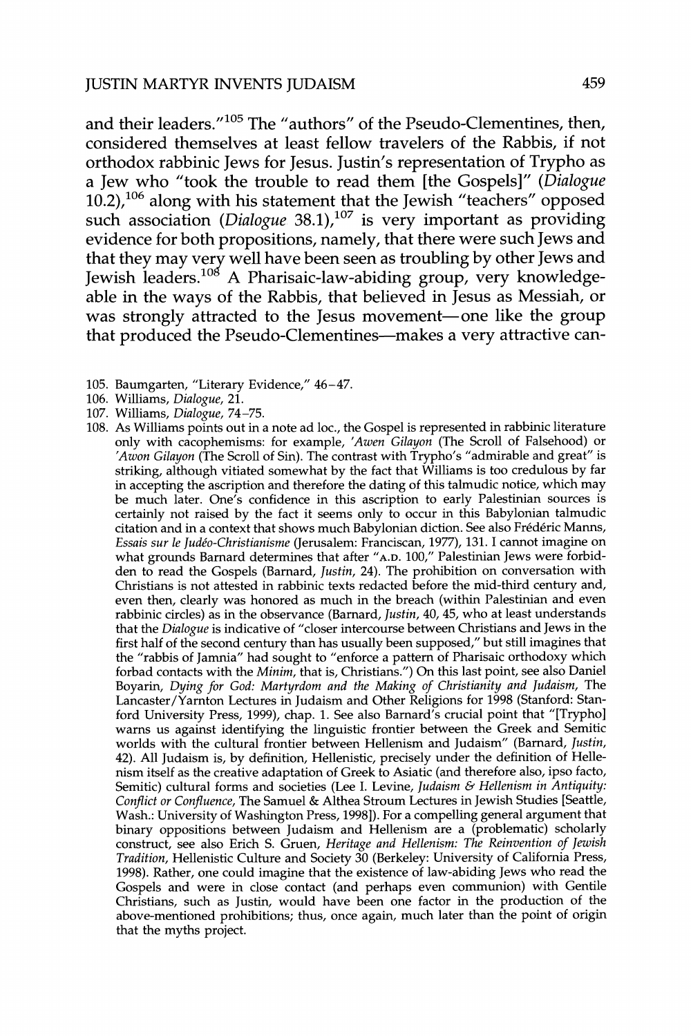and their leaders."[105] The "authors" of the Pseudo-Clementines, then, considered themselves at least fellow travelers of the Rabbis, if not orthodox rabbinic Jews for Jesus. Justin's representation of Trypho as a Jew who "took the trouble to read them [the Gospels]" (*Dialogue* 10.2),[106] along with his statement that the Jewish "teachers" opposed such association (*Dialogue* 38.1),[107] is very important as providing evidence for both propositions, namely, that there were such Jews and that they may very well have been seen as troubling by other Jews and Jewish leaders.[108] A Pharisaic-law-abiding group, very knowledgeable in the ways of the Rabbis, that believed in Jesus as Messiah, or was strongly attracted to the Jesus movement—one like the group that produced the Pseudo-Clementines—makes a very attractive can-

105. Baumgarten, "Literary Evidence," 46–47.

106. Williams, *Dialogue*, 21.

107. Williams, *Dialogue*, 74–75.

108. As Williams points out in a note ad loc., the Gospel is represented in rabbinic literature only with cacophemisms: for example, *'Awen Gilayon* (The Scroll of Falsehood) or *'Awon Gilayon* (The Scroll of Sin). The contrast with Trypho's "admirable and great" is striking, although vitiated somewhat by the fact that Williams is too credulous by far in accepting the ascription and therefore the dating of this talmudic notice, which may be much later. One's confidence in this ascription to early Palestinian sources is certainly not raised by the fact it seems only to occur in this Babylonian talmudic citation and in a context that shows much Babylonian diction. See also Frédéric Manns, *Essais sur le Judéo-Christianisme* (Jerusalem: Franciscan, 1977), 131. I cannot imagine on what grounds Barnard determines that after "A.D. 100," Palestinian Jews were forbidden to read the Gospels (Barnard, *Justin*, 24). The prohibition on conversation with Christians is not attested in rabbinic texts redacted before the mid-third century and, even then, clearly was honored as much in the breach (within Palestinian and even rabbinic circles) as in the observance (Barnard, *Justin*, 40, 45, who at least understands that the *Dialogue* is indicative of "closer intercourse between Christians and Jews in the first half of the second century than has usually been supposed," but still imagines that the "rabbis of Jamnia" had sought to "enforce a pattern of Pharisaic orthodoxy which forbad contacts with the *Minim*, that is, Christians.") On this last point, see also Daniel Boyarin, *Dying for God: Martyrdom and the Making of Christianity and Judaism*, The Lancaster/Yarnton Lectures in Judaism and Other Religions for 1998 (Stanford: Stanford University Press, 1999), chap. 1. See also Barnard's crucial point that "[Trypho] warns us against identifying the linguistic frontier between the Greek and Semitic worlds with the cultural frontier between Hellenism and Judaism" (Barnard, *Justin*, 42). All Judaism is, by definition, Hellenistic, precisely under the definition of Hellenism itself as the creative adaptation of Greek to Asiatic (and therefore also, ipso facto, Semitic) cultural forms and societies (Lee I. Levine, *Judaism & Hellenism in Antiquity: Conflict or Confluence*, The Samuel & Althea Stroum Lectures in Jewish Studies [Seattle, Wash.: University of Washington Press, 1998]). For a compelling general argument that binary oppositions between Judaism and Hellenism are a (problematic) scholarly construct, see also Erich S. Gruen, *Heritage and Hellenism: The Reinvention of Jewish Tradition*, Hellenistic Culture and Society 30 (Berkeley: University of California Press, 1998). Rather, one could imagine that the existence of law-abiding Jews who read the Gospels and were in close contact (and perhaps even communion) with Gentile Christians, such as Justin, would have been one factor in the production of the above-mentioned prohibitions; thus, once again, much later than the point of origin that the myths project.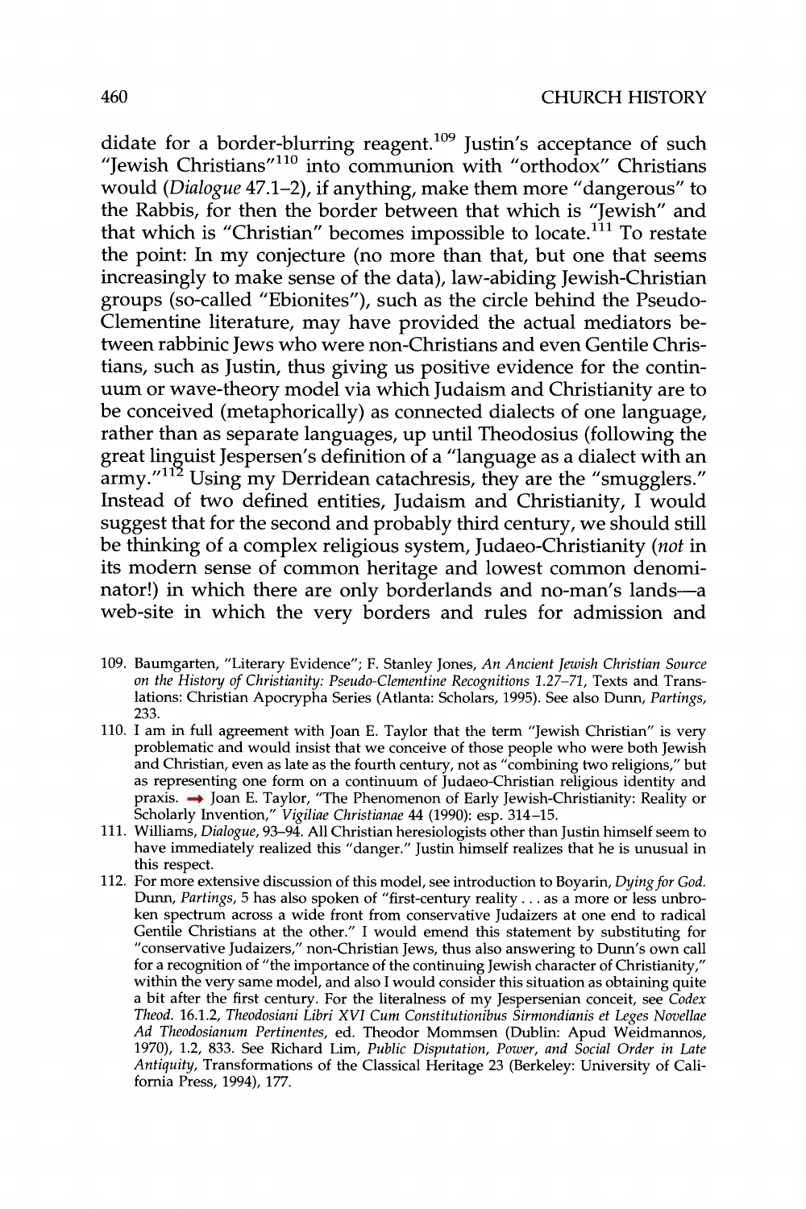didate for a border-blurring reagent.[109] Justin's acceptance of such "Jewish Christians"[110] into communion with "orthodox" Christians would (*Dialogue* 47.1–2), if anything, make them more "dangerous" to the Rabbis, for then the border between that which is "Jewish" and that which is "Christian" becomes impossible to locate.[111] To restate the point: In my conjecture (no more than that, but one that seems increasingly to make sense of the data), law-abiding Jewish-Christian groups (so-called "Ebionites"), such as the circle behind the Pseudo-Clementine literature, may have provided the actual mediators between rabbinic Jews who were non-Christians and even Gentile Christians, such as Justin, thus giving us positive evidence for the continuum or wave-theory model via which Judaism and Christianity are to be conceived (metaphorically) as connected dialects of one language, rather than as separate languages, up until Theodosius (following the great linguist Jespersen's definition of a "language as a dialect with an army."[112] Using my Derridean catachresis, they are the "smugglers." Instead of two defined entities, Judaism and Christianity, I would suggest that for the second and probably third century, we should still be thinking of a complex religious system, Judaeo-Christianity (*not* in its modern sense of common heritage and lowest common denominator!) in which there are only borderlands and no-man's lands—a web-site in which the very borders and rules for admission and

109. Baumgarten, "Literary Evidence"; F. Stanley Jones, *An Ancient Jewish Christian Source on the History of Christianity: Pseudo-Clementine Recognitions 1.27–71*, Texts and Translations: Christian Apocrypha Series (Atlanta: Scholars, 1995). See also Dunn, *Partings*, 233.

110. I am in full agreement with Joan E. Taylor that the term "Jewish Christian" is very problematic and would insist that we conceive of those people who were both Jewish and Christian, even as late as the fourth century, not as "combining two religions," but as representing one form on a continuum of Judaeo-Christian religious identity and praxis. → Joan E. Taylor, "The Phenomenon of Early Jewish-Christianity: Reality or Scholarly Invention," *Vigiliae Christianae* 44 (1990): esp. 314–15.

111. Williams, *Dialogue*, 93–94. All Christian heresiologists other than Justin himself seem to have immediately realized this "danger." Justin himself realizes that he is unusual in this respect.

112. For more extensive discussion of this model, see introduction to Boyarin, *Dying for God*. Dunn, *Partings*, 5 has also spoken of "first-century reality . . . as a more or less unbroken spectrum across a wide front from conservative Judaizers at one end to radical Gentile Christians at the other." I would emend this statement by substituting for "conservative Judaizers," non-Christian Jews, thus also answering to Dunn's own call for a recognition of "the importance of the continuing Jewish character of Christianity," within the very same model, and also I would consider this situation as obtaining quite a bit after the first century. For the literalness of my Jespersenian conceit, see *Codex Theod.* 16.1.2, *Theodosiani Libri XVI Cum Constitutionibus Sirmondianis et Leges Novellae Ad Theodosianum Pertinentes*, ed. Theodor Mommsen (Dublin: Apud Weidmannos, 1970), 1.2, 833. See Richard Lim, *Public Disputation, Power, and Social Order in Late Antiquity*, Transformations of the Classical Heritage 23 (Berkeley: University of California Press, 1994), 177.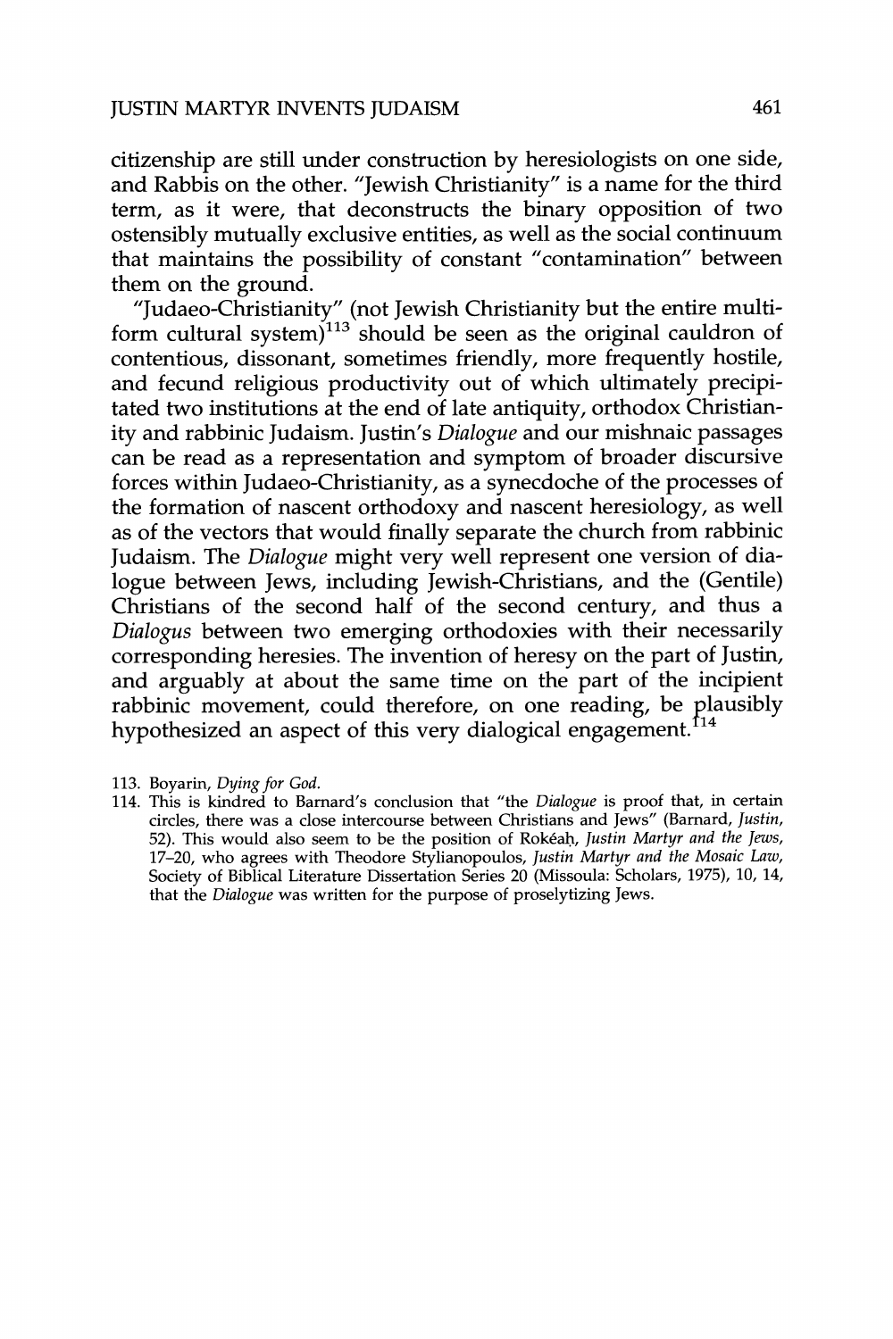citizenship are still under construction by heresiologists on one side, and Rabbis on the other. "Jewish Christianity" is a name for the third term, as it were, that deconstructs the binary opposition of two ostensibly mutually exclusive entities, as well as the social continuum that maintains the possibility of constant "contamination" between them on the ground.

"Judaeo-Christianity" (not Jewish Christianity but the entire multiform cultural system)[113] should be seen as the original cauldron of contentious, dissonant, sometimes friendly, more frequently hostile, and fecund religious productivity out of which ultimately precipitated two institutions at the end of late antiquity, orthodox Christianity and rabbinic Judaism. Justin's *Dialogue* and our mishnaic passages can be read as a representation and symptom of broader discursive forces within Judaeo-Christianity, as a synecdoche of the processes of the formation of nascent orthodoxy and nascent heresiology, as well as of the vectors that would finally separate the church from rabbinic Judaism. The *Dialogue* might very well represent one version of dialogue between Jews, including Jewish-Christians, and the (Gentile) Christians of the second half of the second century, and thus a *Dialogus* between two emerging orthodoxies with their necessarily corresponding heresies. The invention of heresy on the part of Justin, and arguably at about the same time on the part of the incipient rabbinic movement, could therefore, on one reading, be plausibly hypothesized an aspect of this very dialogical engagement.[114]

113. Boyarin, *Dying for God.*

114. This is kindred to Barnard's conclusion that "the *Dialogue* is proof that, in certain circles, there was a close intercourse between Christians and Jews" (Barnard, *Justin*, 52). This would also seem to be the position of Rokéaḥ, *Justin Martyr and the Jews*, 17–20, who agrees with Theodore Stylianopoulos, *Justin Martyr and the Mosaic Law*, Society of Biblical Literature Dissertation Series 20 (Missoula: Scholars, 1975), 10, 14, that the *Dialogue* was written for the purpose of proselytizing Jews.